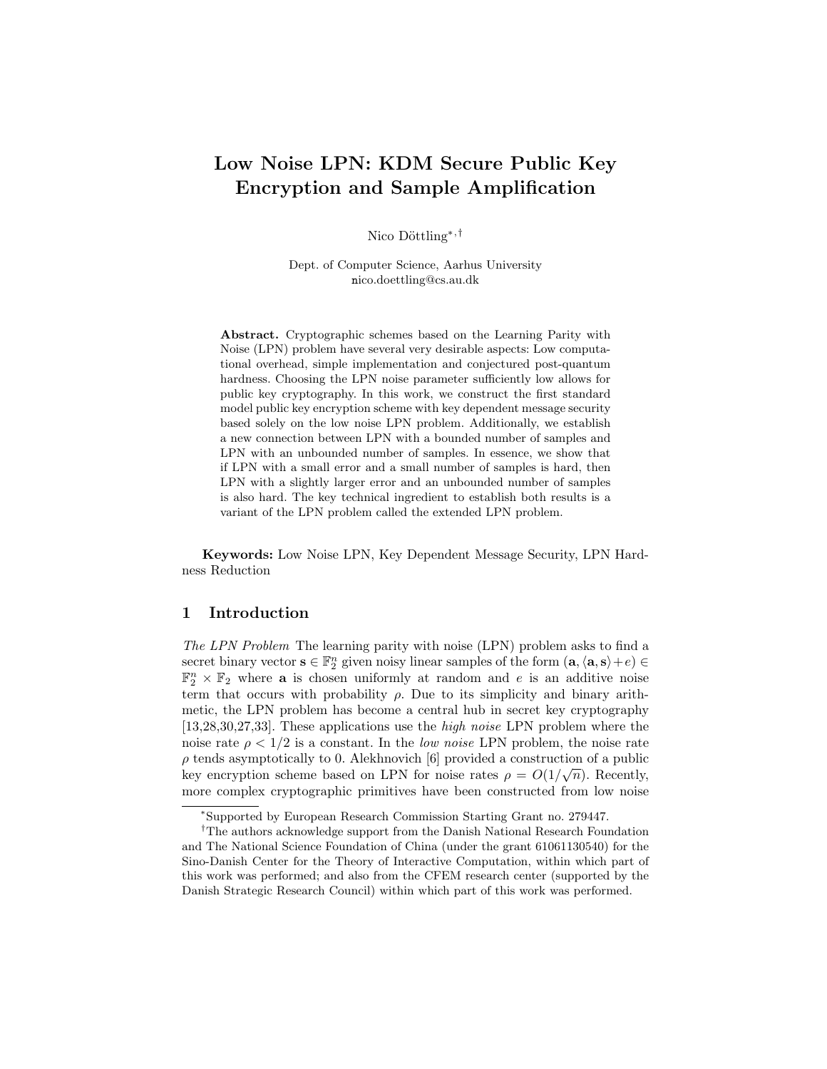# Low Noise LPN: KDM Secure Public Key Encryption and Sample Amplification

Nico Döttling[*,†]

Dept. of Computer Science, Aarhus University
nico.doettling@cs.au.dk

**Abstract.** Cryptographic schemes based on the Learning Parity with Noise (LPN) problem have several very desirable aspects: Low computational overhead, simple implementation and conjectured post-quantum hardness. Choosing the LPN noise parameter sufficiently low allows for public key cryptography. In this work, we construct the first standard model public key encryption scheme with key dependent message security based solely on the low noise LPN problem. Additionally, we establish a new connection between LPN with a bounded number of samples and LPN with an unbounded number of samples. In essence, we show that if LPN with a small error and a small number of samples is hard, then LPN with a slightly larger error and an unbounded number of samples is also hard. The key technical ingredient to establish both results is a variant of the LPN problem called the extended LPN problem.

**Keywords:** Low Noise LPN, Key Dependent Message Security, LPN Hardness Reduction

## 1 Introduction

*The LPN Problem* The learning parity with noise (LPN) problem asks to find a secret binary vector $\mathbf{s} \in \mathbb{F}_2^n$ given noisy linear samples of the form $(\mathbf{a}, \langle \mathbf{a}, \mathbf{s} \rangle + e) \in \mathbb{F}_2^n \times \mathbb{F}_2$ where $\mathbf{a}$ is chosen uniformly at random and $e$ is an additive noise term that occurs with probability $\rho$. Due to its simplicity and binary arithmetic, the LPN problem has become a central hub in secret key cryptography [13,28,30,27,33]. These applications use the *high noise* LPN problem where the noise rate $\rho < 1/2$ is a constant. In the *low noise* LPN problem, the noise rate $\rho$ tends asymptotically to 0. Alekhnovich [6] provided a construction of a public key encryption scheme based on LPN for noise rates $\rho = O(1/\sqrt{n})$. Recently, more complex cryptographic primitives have been constructed from low noise

[*] Supported by European Research Commission Starting Grant no. 279447.

[†] The authors acknowledge support from the Danish National Research Foundation and The National Science Foundation of China (under the grant 61061130540) for the Sino-Danish Center for the Theory of Interactive Computation, within which part of this work was performed; and also from the CFEM research center (supported by the Danish Strategic Research Council) within which part of this work was performed.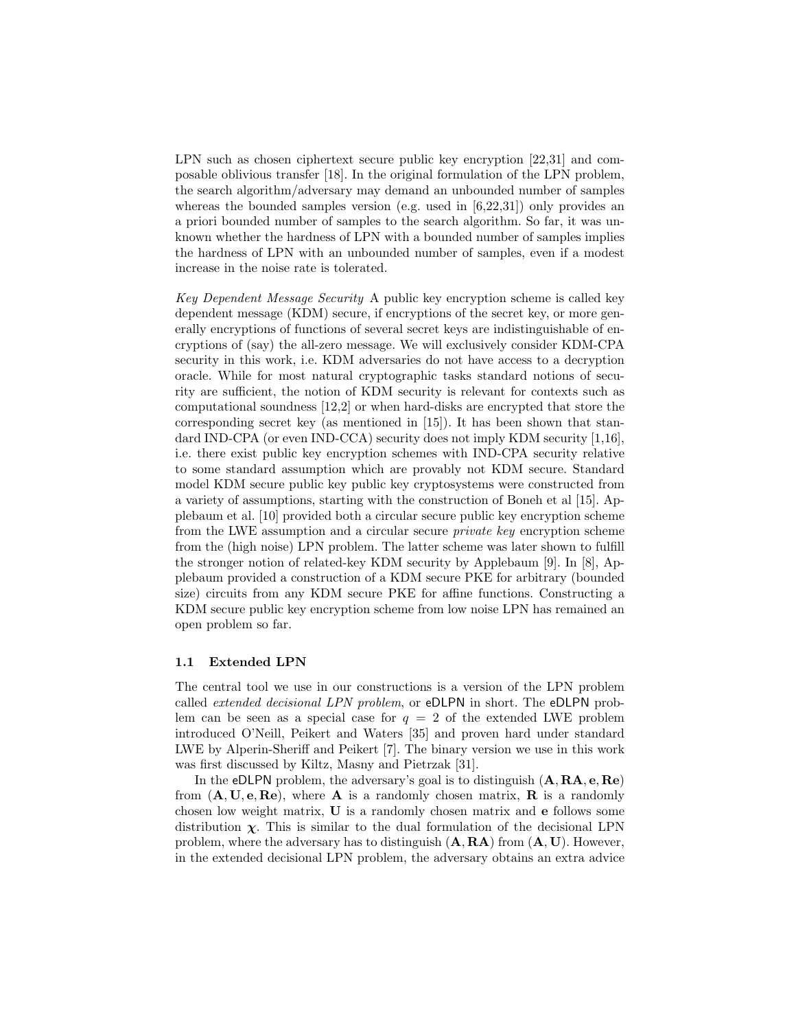LPN such as chosen ciphertext secure public key encryption [22,31] and composable oblivious transfer [18]. In the original formulation of the LPN problem, the search algorithm/adversary may demand an unbounded number of samples whereas the bounded samples version (e.g. used in [6,22,31]) only provides an a priori bounded number of samples to the search algorithm. So far, it was unknown whether the hardness of LPN with a bounded number of samples implies the hardness of LPN with an unbounded number of samples, even if a modest increase in the noise rate is tolerated.

*Key Dependent Message Security* A public key encryption scheme is called key dependent message (KDM) secure, if encryptions of the secret key, or more generally encryptions of functions of several secret keys are indistinguishable of encryptions of (say) the all-zero message. We will exclusively consider KDM-CPA security in this work, i.e. KDM adversaries do not have access to a decryption oracle. While for most natural cryptographic tasks standard notions of security are sufficient, the notion of KDM security is relevant for contexts such as computational soundness [12,2] or when hard-disks are encrypted that store the corresponding secret key (as mentioned in [15]). It has been shown that standard IND-CPA (or even IND-CCA) security does not imply KDM security [1,16], i.e. there exist public key encryption schemes with IND-CPA security relative to some standard assumption which are provably not KDM secure. Standard model KDM secure public key public key cryptosystems were constructed from a variety of assumptions, starting with the construction of Boneh et al [15]. Applebaum et al. [10] provided both a circular secure public key encryption scheme from the LWE assumption and a circular secure *private key* encryption scheme from the (high noise) LPN problem. The latter scheme was later shown to fulfill the stronger notion of related-key KDM security by Applebaum [9]. In [8], Applebaum provided a construction of a KDM secure PKE for arbitrary (bounded size) circuits from any KDM secure PKE for affine functions. Constructing a KDM secure public key encryption scheme from low noise LPN has remained an open problem so far.

### 1.1 Extended LPN

The central tool we use in our constructions is a version of the LPN problem called *extended decisional LPN problem*, or eDLPN in short. The eDLPN problem can be seen as a special case for $q = 2$ of the extended LWE problem introduced O'Neill, Peikert and Waters [35] and proven hard under standard LWE by Alperin-Sheriff and Peikert [7]. The binary version we use in this work was first discussed by Kiltz, Masny and Pietrzak [31].

In the eDLPN problem, the adversary's goal is to distinguish $(\mathbf{A}, \mathbf{RA}, \mathbf{e}, \mathbf{Re})$ from $(\mathbf{A}, \mathbf{U}, \mathbf{e}, \mathbf{Re})$, where $\mathbf{A}$ is a randomly chosen matrix, $\mathbf{R}$ is a randomly chosen low weight matrix, $\mathbf{U}$ is a randomly chosen matrix and $\mathbf{e}$ follows some distribution $\boldsymbol{\chi}$. This is similar to the dual formulation of the decisional LPN problem, where the adversary has to distinguish $(\mathbf{A}, \mathbf{RA})$ from $(\mathbf{A}, \mathbf{U})$. However, in the extended decisional LPN problem, the adversary obtains an extra advice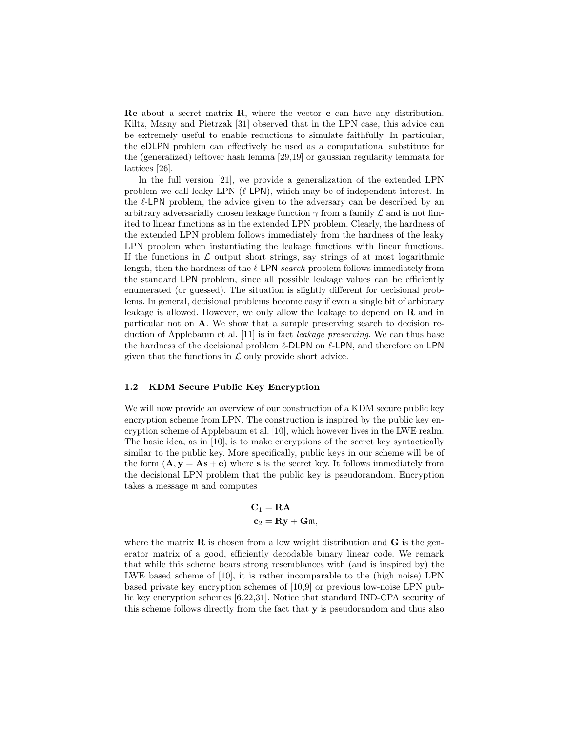$\mathbf{Re}$ about a secret matrix $\mathbf{R}$, where the vector $\mathbf{e}$ can have any distribution. Kiltz, Masny and Pietrzak [31] observed that in the LPN case, this advice can be extremely useful to enable reductions to simulate faithfully. In particular, the eDLPN problem can effectively be used as a computational substitute for the (generalized) leftover hash lemma [29,19] or gaussian regularity lemmata for lattices [26].

In the full version [21], we provide a generalization of the extended LPN problem we call leaky LPN ($\ell$-LPN), which may be of independent interest. In the $\ell$-LPN problem, the advice given to the adversary can be described by an arbitrary adversarially chosen leakage function $\gamma$ from a family $\mathcal{L}$ and is not limited to linear functions as in the extended LPN problem. Clearly, the hardness of the extended LPN problem follows immediately from the hardness of the leaky LPN problem when instantiating the leakage functions with linear functions. If the functions in $\mathcal{L}$ output short strings, say strings of at most logarithmic length, then the hardness of the $\ell$-LPN *search* problem follows immediately from the standard LPN problem, since all possible leakage values can be efficiently enumerated (or guessed). The situation is slightly different for decisional problems. In general, decisional problems become easy if even a single bit of arbitrary leakage is allowed. However, we only allow the leakage to depend on $\mathbf{R}$ and in particular not on $\mathbf{A}$. We show that a sample preserving search to decision reduction of Applebaum et al. [11] is in fact *leakage preserving*. We can thus base the hardness of the decisional problem $\ell$-DLPN on $\ell$-LPN, and therefore on LPN given that the functions in $\mathcal{L}$ only provide short advice.

### 1.2 KDM Secure Public Key Encryption

We will now provide an overview of our construction of a KDM secure public key encryption scheme from LPN. The construction is inspired by the public key encryption scheme of Applebaum et al. [10], which however lives in the LWE realm. The basic idea, as in [10], is to make encryptions of the secret key syntactically similar to the public key. More specifically, public keys in our scheme will be of the form $(\mathbf{A}, \mathbf{y} = \mathbf{A}\mathbf{s} + \mathbf{e})$ where $\mathbf{s}$ is the secret key. It follows immediately from the decisional LPN problem that the public key is pseudorandom. Encryption takes a message $\mathfrak{m}$ and computes

$$\mathbf{C}_1 = \mathbf{R}\mathbf{A}$$
$$\mathbf{c}_2 = \mathbf{R}\mathbf{y} + \mathbf{G}\mathfrak{m},$$

where the matrix $\mathbf{R}$ is chosen from a low weight distribution and $\mathbf{G}$ is the generator matrix of a good, efficiently decodable binary linear code. We remark that while this scheme bears strong resemblances with (and is inspired by) the LWE based scheme of [10], it is rather incomparable to the (high noise) LPN based private key encryption schemes of [10,9] or previous low-noise LPN public key encryption schemes [6,22,31]. Notice that standard IND-CPA security of this scheme follows directly from the fact that $\mathbf{y}$ is pseudorandom and thus also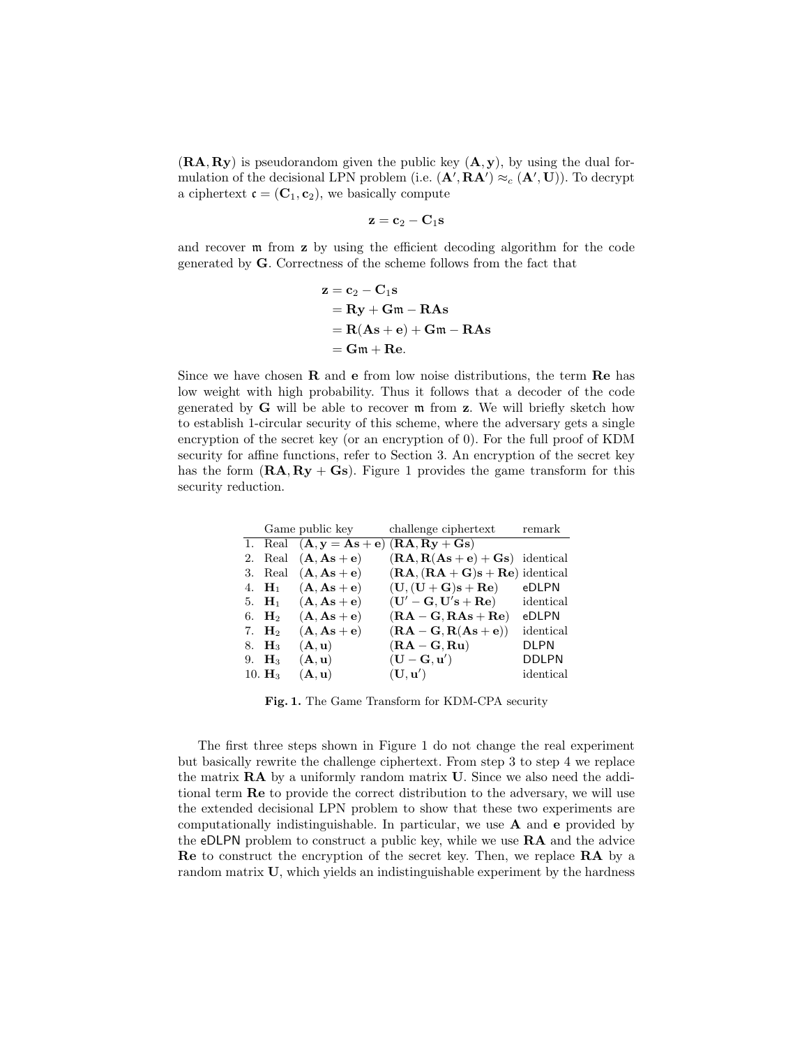$(\mathbf{RA}, \mathbf{Ry})$ is pseudorandom given the public key $(\mathbf{A}, \mathbf{y})$, by using the dual formulation of the decisional LPN problem (i.e. $(\mathbf{A}', \mathbf{RA}') \approx_c (\mathbf{A}', \mathbf{U})$). To decrypt a ciphertext $\mathfrak{c} = (\mathbf{C}_1, \mathbf{c}_2)$, we basically compute

$$\mathbf{z} = \mathbf{c}_2 - \mathbf{C}_1 \mathbf{s}$$

and recover $\mathfrak{m}$ from $\mathbf{z}$ by using the efficient decoding algorithm for the code generated by $\mathbf{G}$. Correctness of the scheme follows from the fact that

$$\begin{aligned}
\mathbf{z} &= \mathbf{c}_2 - \mathbf{C}_1 \mathbf{s} \\
&= \mathbf{Ry} + \mathbf{G}\mathfrak{m} - \mathbf{RAs} \\
&= \mathbf{R}(\mathbf{As} + \mathbf{e}) + \mathbf{G}\mathfrak{m} - \mathbf{RAs} \\
&= \mathbf{G}\mathfrak{m} + \mathbf{Re}.
\end{aligned}$$

Since we have chosen $\mathbf{R}$ and $\mathbf{e}$ from low noise distributions, the term $\mathbf{Re}$ has low weight with high probability. Thus it follows that a decoder of the code generated by $\mathbf{G}$ will be able to recover $\mathfrak{m}$ from $\mathbf{z}$. We will briefly sketch how to establish 1-circular security of this scheme, where the adversary gets a single encryption of the secret key (or an encryption of 0). For the full proof of KDM security for affine functions, refer to Section 3. An encryption of the secret key has the form $(\mathbf{RA}, \mathbf{Ry} + \mathbf{Gs})$. Figure 1 provides the game transform for this security reduction.

| | Game | public key | challenge ciphertext | remark |
|---|---|---|---|---|
| 1. | Real | $(\mathbf{A}, \mathbf{y} = \mathbf{As} + \mathbf{e})$ | $(\mathbf{RA}, \mathbf{Ry} + \mathbf{Gs})$ | |
| 2. | Real | $(\mathbf{A}, \mathbf{As} + \mathbf{e})$ | $(\mathbf{RA}, \mathbf{R}(\mathbf{As} + \mathbf{e}) + \mathbf{Gs})$ | identical |
| 3. | Real | $(\mathbf{A}, \mathbf{As} + \mathbf{e})$ | $(\mathbf{RA}, (\mathbf{RA} + \mathbf{G})\mathbf{s} + \mathbf{Re})$ | identical |
| 4. | $\mathbf{H}_1$ | $(\mathbf{A}, \mathbf{As} + \mathbf{e})$ | $(\mathbf{U}, (\mathbf{U} + \mathbf{G})\mathbf{s} + \mathbf{Re})$ | eDLPN |
| 5. | $\mathbf{H}_1$ | $(\mathbf{A}, \mathbf{As} + \mathbf{e})$ | $(\mathbf{U}' - \mathbf{G}, \mathbf{U}'\mathbf{s} + \mathbf{Re})$ | identical |
| 6. | $\mathbf{H}_2$ | $(\mathbf{A}, \mathbf{As} + \mathbf{e})$ | $(\mathbf{RA} - \mathbf{G}, \mathbf{RAs} + \mathbf{Re})$ | eDLPN |
| 7. | $\mathbf{H}_2$ | $(\mathbf{A}, \mathbf{As} + \mathbf{e})$ | $(\mathbf{RA} - \mathbf{G}, \mathbf{R}(\mathbf{As} + \mathbf{e}))$ | identical |
| 8. | $\mathbf{H}_3$ | $(\mathbf{A}, \mathbf{u})$ | $(\mathbf{RA} - \mathbf{G}, \mathbf{Ru})$ | DLPN |
| 9. | $\mathbf{H}_3$ | $(\mathbf{A}, \mathbf{u})$ | $(\mathbf{U} - \mathbf{G}, \mathbf{u}')$ | DDLPN |
| 10. | $\mathbf{H}_3$ | $(\mathbf{A}, \mathbf{u})$ | $(\mathbf{U}, \mathbf{u}')$ | identical |

**Fig. 1.** The Game Transform for KDM-CPA security

The first three steps shown in Figure 1 do not change the real experiment but basically rewrite the challenge ciphertext. From step 3 to step 4 we replace the matrix $\mathbf{RA}$ by a uniformly random matrix $\mathbf{U}$. Since we also need the additional term $\mathbf{Re}$ to provide the correct distribution to the adversary, we will use the extended decisional LPN problem to show that these two experiments are computationally indistinguishable. In particular, we use $\mathbf{A}$ and $\mathbf{e}$ provided by the eDLPN problem to construct a public key, while we use $\mathbf{RA}$ and the advice $\mathbf{Re}$ to construct the encryption of the secret key. Then, we replace $\mathbf{RA}$ by a random matrix $\mathbf{U}$, which yields an indistinguishable experiment by the hardness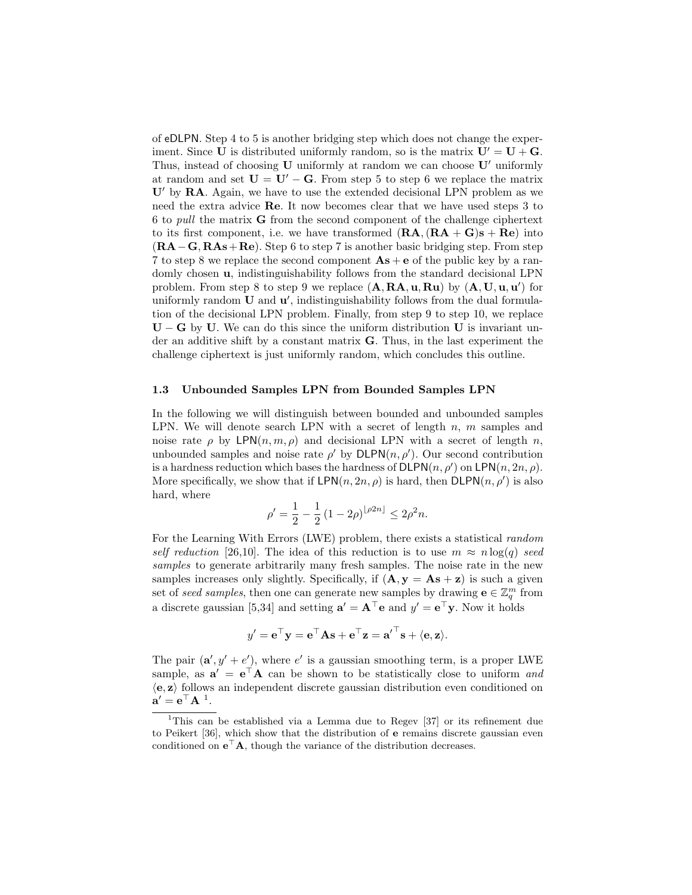of $\mathsf{eDLPN}$. Step 4 to 5 is another bridging step which does not change the experiment. Since $\mathbf{U}$ is distributed uniformly random, so is the matrix $\mathbf{U}' = \mathbf{U} + \mathbf{G}$. Thus, instead of choosing $\mathbf{U}$ uniformly at random we can choose $\mathbf{U}'$ uniformly at random and set $\mathbf{U} = \mathbf{U}' - \mathbf{G}$. From step 5 to step 6 we replace the matrix $\mathbf{U}'$ by $\mathbf{RA}$. Again, we have to use the extended decisional LPN problem as we need the extra advice $\mathbf{Re}$. It now becomes clear that we have used steps 3 to 6 to *pull* the matrix $\mathbf{G}$ from the second component of the challenge ciphertext to its first component, i.e. we have transformed $(\mathbf{RA}, (\mathbf{RA} + \mathbf{G})\mathbf{s} + \mathbf{Re})$ into $(\mathbf{RA} - \mathbf{G}, \mathbf{RAs} + \mathbf{Re})$. Step 6 to step 7 is another basic bridging step. From step 7 to step 8 we replace the second component $\mathbf{As} + \mathbf{e}$ of the public key by a randomly chosen $\mathbf{u}$, indistinguishability follows from the standard decisional LPN problem. From step 8 to step 9 we replace $(\mathbf{A}, \mathbf{RA}, \mathbf{u}, \mathbf{Ru})$ by $(\mathbf{A}, \mathbf{U}, \mathbf{u}, \mathbf{u}')$ for uniformly random $\mathbf{U}$ and $\mathbf{u}'$, indistinguishability follows from the dual formulation of the decisional LPN problem. Finally, from step 9 to step 10, we replace $\mathbf{U} - \mathbf{G}$ by $\mathbf{U}$. We can do this since the uniform distribution $\mathbf{U}$ is invariant under an additive shift by a constant matrix $\mathbf{G}$. Thus, in the last experiment the challenge ciphertext is just uniformly random, which concludes this outline.

### 1.3 Unbounded Samples LPN from Bounded Samples LPN

In the following we will distinguish between bounded and unbounded samples LPN. We will denote search LPN with a secret of length $n$, $m$ samples and noise rate $\rho$ by $\mathsf{LPN}(n, m, \rho)$ and decisional LPN with a secret of length $n$, unbounded samples and noise rate $\rho'$ by $\mathsf{DLPN}(n, \rho')$. Our second contribution is a hardness reduction which bases the hardness of $\mathsf{DLPN}(n, \rho')$ on $\mathsf{LPN}(n, 2n, \rho)$. More specifically, we show that if $\mathsf{LPN}(n, 2n, \rho)$ is hard, then $\mathsf{DLPN}(n, \rho')$ is also hard, where

$$\rho' = \frac{1}{2} - \frac{1}{2}(1 - 2\rho)^{\lfloor \rho 2n \rfloor} \leq 2\rho^2 n.$$

For the Learning With Errors (LWE) problem, there exists a statistical *random self reduction* [26,10]. The idea of this reduction is to use $m \approx n \log(q)$ *seed samples* to generate arbitrarily many fresh samples. The noise rate in the new samples increases only slightly. Specifically, if $(\mathbf{A}, \mathbf{y} = \mathbf{As} + \mathbf{z})$ is such a given set of *seed samples*, then one can generate new samples by drawing $\mathbf{e} \in \mathbb{Z}_q^m$ from a discrete gaussian [5,34] and setting $\mathbf{a}' = \mathbf{A}^\top \mathbf{e}$ and $y' = \mathbf{e}^\top \mathbf{y}$. Now it holds

$$y' = \mathbf{e}^\top \mathbf{y} = \mathbf{e}^\top \mathbf{As} + \mathbf{e}^\top \mathbf{z} = \mathbf{a}'^\top \mathbf{s} + \langle \mathbf{e}, \mathbf{z} \rangle.$$

The pair $(\mathbf{a}', y' + e')$, where $e'$ is a gaussian smoothing term, is a proper LWE sample, as $\mathbf{a}' = \mathbf{e}^\top \mathbf{A}$ can be shown to be statistically close to uniform *and* $\langle \mathbf{e}, \mathbf{z} \rangle$ follows an independent discrete gaussian distribution even conditioned on $\mathbf{a}' = \mathbf{e}^\top \mathbf{A}$ [1].

[1] This can be established via a Lemma due to Regev [37] or its refinement due to Peikert [36], which show that the distribution of $\mathbf{e}$ remains discrete gaussian even conditioned on $\mathbf{e}^\top \mathbf{A}$, though the variance of the distribution decreases.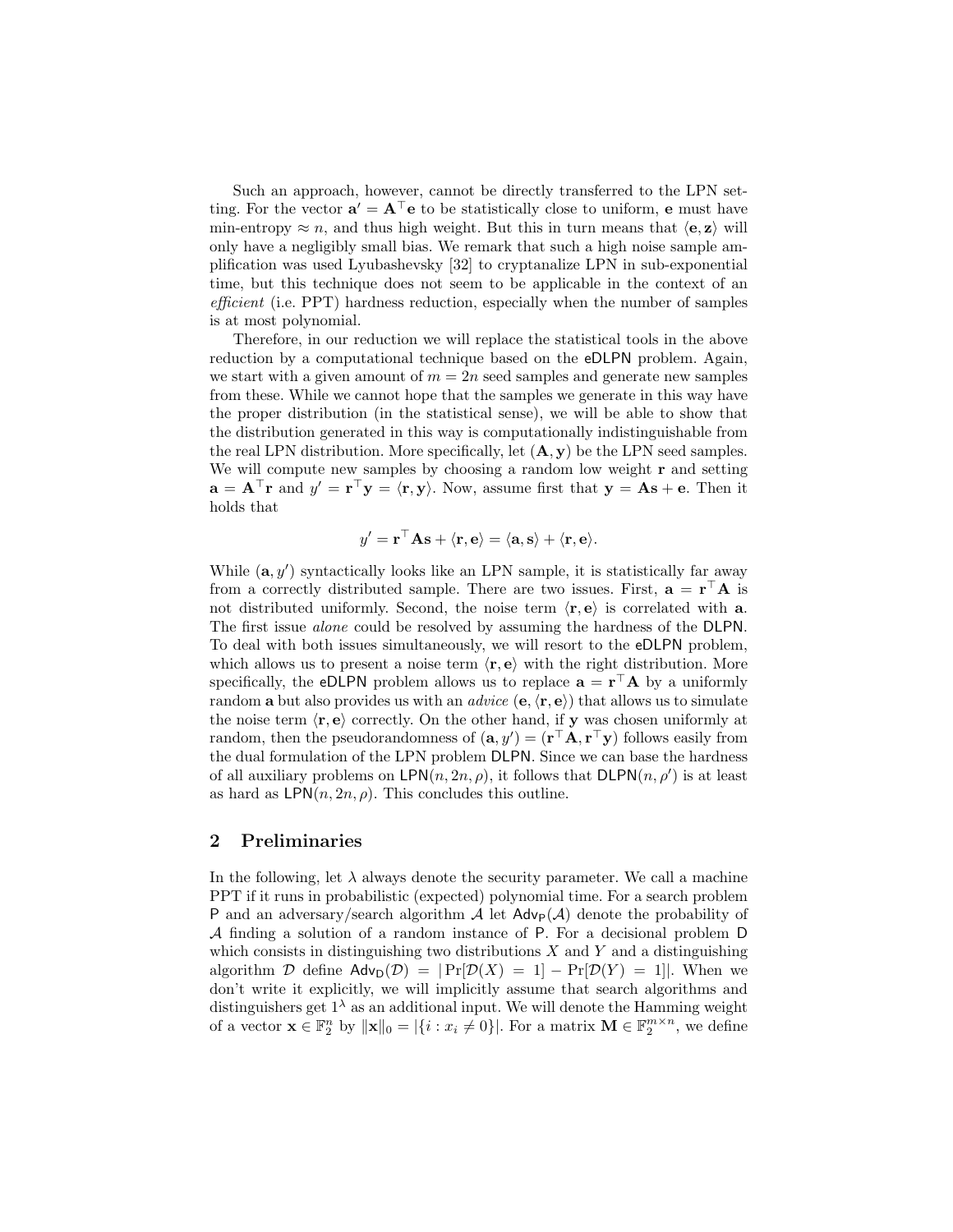Such an approach, however, cannot be directly transferred to the LPN setting. For the vector $\mathbf{a}' = \mathbf{A}^\top \mathbf{e}$ to be statistically close to uniform, $\mathbf{e}$ must have min-entropy $\approx n$, and thus high weight. But this in turn means that $\langle \mathbf{e}, \mathbf{z} \rangle$ will only have a negligibly small bias. We remark that such a high noise sample amplification was used Lyubashevsky [32] to cryptanalize LPN in sub-exponential time, but this technique does not seem to be applicable in the context of an *efficient* (i.e. PPT) hardness reduction, especially when the number of samples is at most polynomial.

Therefore, in our reduction we will replace the statistical tools in the above reduction by a computational technique based on the eDLPN problem. Again, we start with a given amount of $m = 2n$ seed samples and generate new samples from these. While we cannot hope that the samples we generate in this way have the proper distribution (in the statistical sense), we will be able to show that the distribution generated in this way is computationally indistinguishable from the real LPN distribution. More specifically, let $(\mathbf{A}, \mathbf{y})$ be the LPN seed samples. We will compute new samples by choosing a random low weight $\mathbf{r}$ and setting $\mathbf{a} = \mathbf{A}^\top \mathbf{r}$ and $y' = \mathbf{r}^\top \mathbf{y} = \langle \mathbf{r}, \mathbf{y} \rangle$. Now, assume first that $\mathbf{y} = \mathbf{A}\mathbf{s} + \mathbf{e}$. Then it holds that

$$y' = \mathbf{r}^\top \mathbf{A}\mathbf{s} + \langle \mathbf{r}, \mathbf{e} \rangle = \langle \mathbf{a}, \mathbf{s} \rangle + \langle \mathbf{r}, \mathbf{e} \rangle.$$

While $(\mathbf{a}, y')$ syntactically looks like an LPN sample, it is statistically far away from a correctly distributed sample. There are two issues. First, $\mathbf{a} = \mathbf{r}^\top \mathbf{A}$ is not distributed uniformly. Second, the noise term $\langle \mathbf{r}, \mathbf{e} \rangle$ is correlated with $\mathbf{a}$. The first issue *alone* could be resolved by assuming the hardness of the DLPN. To deal with both issues simultaneously, we will resort to the eDLPN problem, which allows us to present a noise term $\langle \mathbf{r}, \mathbf{e} \rangle$ with the right distribution. More specifically, the eDLPN problem allows us to replace $\mathbf{a} = \mathbf{r}^\top \mathbf{A}$ by a uniformly random $\mathbf{a}$ but also provides us with an *advice* $(\mathbf{e}, \langle \mathbf{r}, \mathbf{e} \rangle)$ that allows us to simulate the noise term $\langle \mathbf{r}, \mathbf{e} \rangle$ correctly. On the other hand, if $\mathbf{y}$ was chosen uniformly at random, then the pseudorandomness of $(\mathbf{a}, y') = (\mathbf{r}^\top \mathbf{A}, \mathbf{r}^\top \mathbf{y})$ follows easily from the dual formulation of the LPN problem DLPN. Since we can base the hardness of all auxiliary problems on $\mathsf{LPN}(n, 2n, \rho)$, it follows that $\mathsf{DLPN}(n, \rho')$ is at least as hard as $\mathsf{LPN}(n, 2n, \rho)$. This concludes this outline.

## 2 Preliminaries

In the following, let $\lambda$ always denote the security parameter. We call a machine PPT if it runs in probabilistic (expected) polynomial time. For a search problem $\mathsf{P}$ and an adversary/search algorithm $\mathcal{A}$ let $\mathsf{Adv}_{\mathsf{P}}(\mathcal{A})$ denote the probability of $\mathcal{A}$ finding a solution of a random instance of $\mathsf{P}$. For a decisional problem $\mathsf{D}$ which consists in distinguishing two distributions $X$ and $Y$ and a distinguishing algorithm $\mathcal{D}$ define $\mathsf{Adv}_{\mathsf{D}}(\mathcal{D}) = |\Pr[\mathcal{D}(X) = 1] - \Pr[\mathcal{D}(Y) = 1]|$. When we don't write it explicitly, we will implicitly assume that search algorithms and distinguishers get $1^\lambda$ as an additional input. We will denote the Hamming weight of a vector $\mathbf{x} \in \mathbb{F}_2^n$ by $\|\mathbf{x}\|_0 = |\{i : x_i \neq 0\}|$. For a matrix $\mathbf{M} \in \mathbb{F}_2^{m \times n}$, we define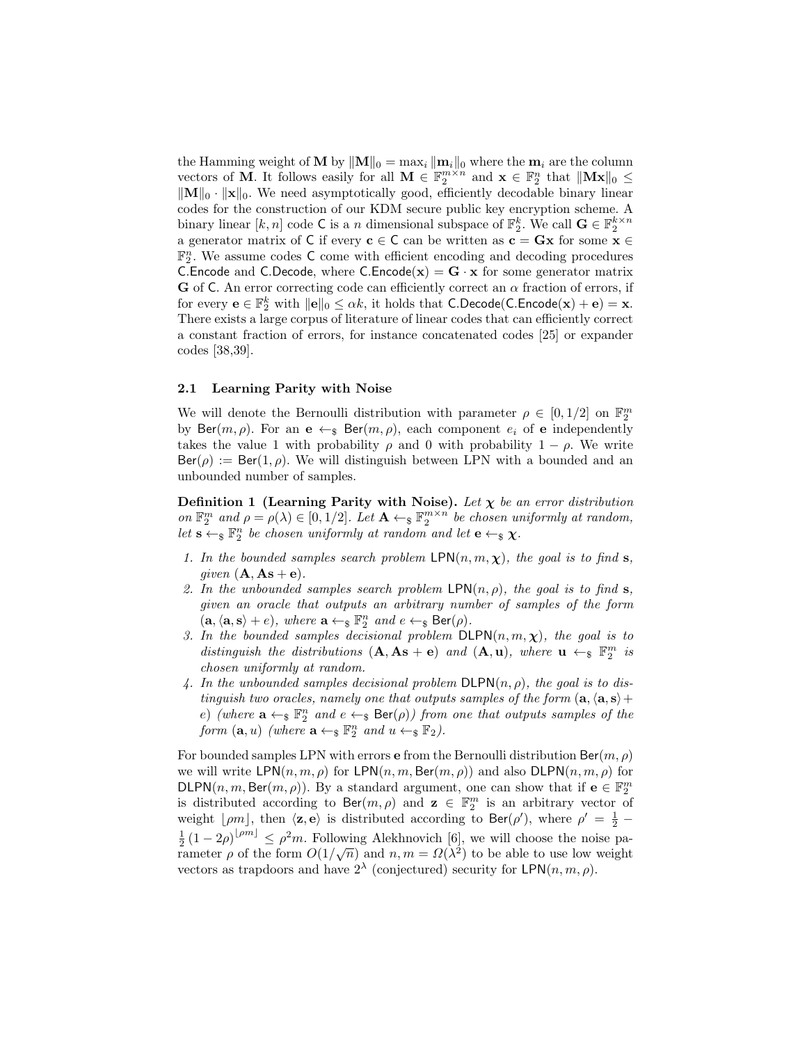the Hamming weight of $\mathbf{M}$ by $\|\mathbf{M}\|_0 = \max_i \|\mathbf{m}_i\|_0$ where the $\mathbf{m}_i$ are the column vectors of $\mathbf{M}$. It follows easily for all $\mathbf{M} \in \mathbb{F}_2^{m \times n}$ and $\mathbf{x} \in \mathbb{F}_2^n$ that $\|\mathbf{M}\mathbf{x}\|_0 \leq \|\mathbf{M}\|_0 \cdot \|\mathbf{x}\|_0$. We need asymptotically good, efficiently decodable binary linear codes for the construction of our KDM secure public key encryption scheme. A binary linear $[k, n]$ code $\mathsf{C}$ is a $n$ dimensional subspace of $\mathbb{F}_2^k$. We call $\mathbf{G} \in \mathbb{F}_2^{k \times n}$ a generator matrix of $\mathsf{C}$ if every $\mathbf{c} \in \mathsf{C}$ can be written as $\mathbf{c} = \mathbf{G}\mathbf{x}$ for some $\mathbf{x} \in \mathbb{F}_2^n$. We assume codes $\mathsf{C}$ come with efficient encoding and decoding procedures $\mathsf{C.Encode}$ and $\mathsf{C.Decode}$, where $\mathsf{C.Encode}(\mathbf{x}) = \mathbf{G} \cdot \mathbf{x}$ for some generator matrix $\mathbf{G}$ of $\mathsf{C}$. An error correcting code can efficiently correct an $\alpha$ fraction of errors, if for every $\mathbf{e} \in \mathbb{F}_2^k$ with $\|\mathbf{e}\|_0 \leq \alpha k$, it holds that $\mathsf{C.Decode}(\mathsf{C.Encode}(\mathbf{x}) + \mathbf{e}) = \mathbf{x}$. There exists a large corpus of literature of linear codes that can efficiently correct a constant fraction of errors, for instance concatenated codes [25] or expander codes [38,39].

### 2.1 Learning Parity with Noise

We will denote the Bernoulli distribution with parameter $\rho \in [0, 1/2]$ on $\mathbb{F}_2^m$ by $\mathsf{Ber}(m, \rho)$. For an $\mathbf{e} \leftarrow_\$ \mathsf{Ber}(m, \rho)$, each component $e_i$ of $\mathbf{e}$ independently takes the value 1 with probability $\rho$ and 0 with probability $1 - \rho$. We write $\mathsf{Ber}(\rho) := \mathsf{Ber}(1, \rho)$. We will distinguish between LPN with a bounded and an unbounded number of samples.

**Definition 1 (Learning Parity with Noise).** *Let $\boldsymbol{\chi}$ be an error distribution on $\mathbb{F}_2^m$ and $\rho = \rho(\lambda) \in [0, 1/2]$. Let $\mathbf{A} \leftarrow_\$ \mathbb{F}_2^{m \times n}$ be chosen uniformly at random, let $\mathbf{s} \leftarrow_\$ \mathbb{F}_2^n$ be chosen uniformly at random and let $\mathbf{e} \leftarrow_\$ \boldsymbol{\chi}$.*

1. *In the bounded samples search problem $\mathsf{LPN}(n, m, \boldsymbol{\chi})$, the goal is to find $\mathbf{s}$, given $(\mathbf{A}, \mathbf{A}\mathbf{s} + \mathbf{e})$.*
2. *In the unbounded samples search problem $\mathsf{LPN}(n, \rho)$, the goal is to find $\mathbf{s}$, given an oracle that outputs an arbitrary number of samples of the form $(\mathbf{a}, \langle \mathbf{a}, \mathbf{s} \rangle + e)$, where $\mathbf{a} \leftarrow_\$ \mathbb{F}_2^n$ and $e \leftarrow_\$ \mathsf{Ber}(\rho)$.*
3. *In the bounded samples decisional problem $\mathsf{DLPN}(n, m, \boldsymbol{\chi})$, the goal is to distinguish the distributions $(\mathbf{A}, \mathbf{A}\mathbf{s} + \mathbf{e})$ and $(\mathbf{A}, \mathbf{u})$, where $\mathbf{u} \leftarrow_\$ \mathbb{F}_2^m$ is chosen uniformly at random.*
4. *In the unbounded samples decisional problem $\mathsf{DLPN}(n, \rho)$, the goal is to distinguish two oracles, namely one that outputs samples of the form $(\mathbf{a}, \langle \mathbf{a}, \mathbf{s} \rangle + e)$ (where $\mathbf{a} \leftarrow_\$ \mathbb{F}_2^n$ and $e \leftarrow_\$ \mathsf{Ber}(\rho)$) from one that outputs samples of the form $(\mathbf{a}, u)$ (where $\mathbf{a} \leftarrow_\$ \mathbb{F}_2^n$ and $u \leftarrow_\$ \mathbb{F}_2$).*

For bounded samples LPN with errors $\mathbf{e}$ from the Bernoulli distribution $\mathsf{Ber}(m, \rho)$ we will write $\mathsf{LPN}(n, m, \rho)$ for $\mathsf{LPN}(n, m, \mathsf{Ber}(m, \rho))$ and also $\mathsf{DLPN}(n, m, \rho)$ for $\mathsf{DLPN}(n, m, \mathsf{Ber}(m, \rho))$. By a standard argument, one can show that if $\mathbf{e} \in \mathbb{F}_2^m$ is distributed according to $\mathsf{Ber}(m, \rho)$ and $\mathbf{z} \in \mathbb{F}_2^m$ is an arbitrary vector of weight $\lfloor \rho m \rfloor$, then $\langle \mathbf{z}, \mathbf{e} \rangle$ is distributed according to $\mathsf{Ber}(\rho')$, where $\rho' = \frac{1}{2} - \frac{1}{2}(1 - 2\rho)^{\lfloor \rho m \rfloor} \leq \rho^2 m$. Following Alekhnovich [6], we will choose the noise parameter $\rho$ of the form $O(1/\sqrt{n})$ and $n, m = \Omega(\lambda^2)$ to be able to use low weight vectors as trapdoors and have $2^\lambda$ (conjectured) security for $\mathsf{LPN}(n, m, \rho)$.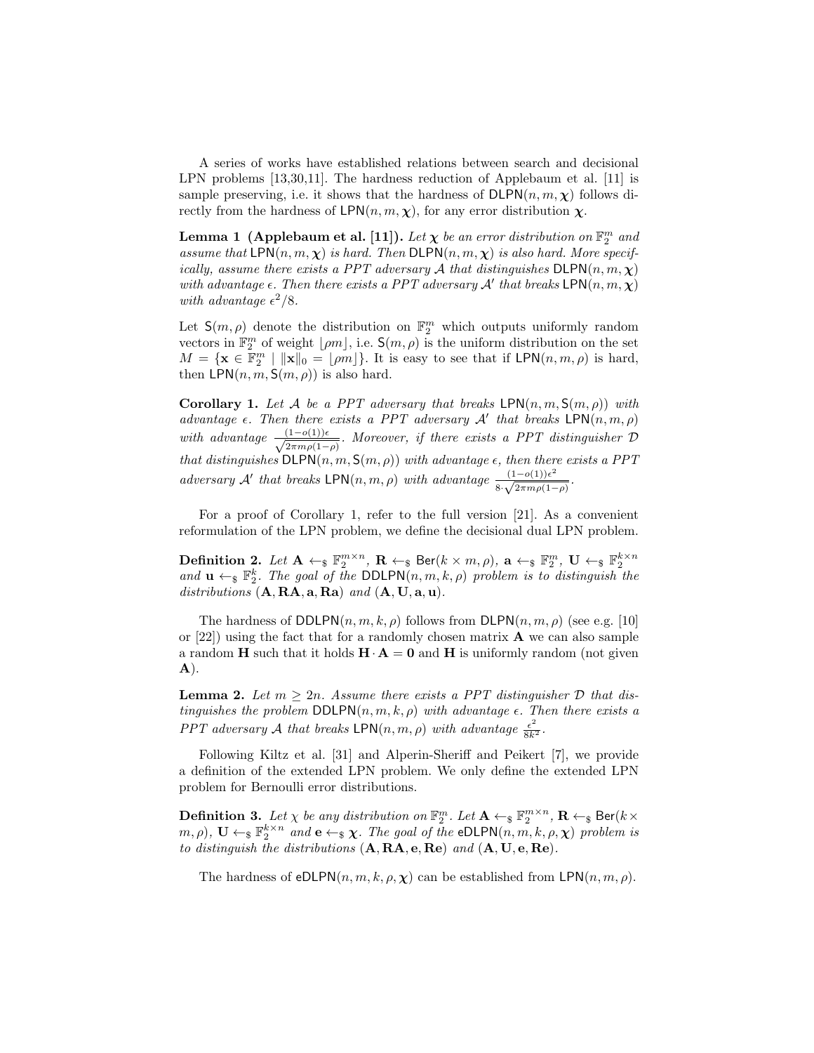A series of works have established relations between search and decisional LPN problems [13,30,11]. The hardness reduction of Applebaum et al. [11] is sample preserving, i.e. it shows that the hardness of $\mathsf{DLPN}(n, m, \boldsymbol{\chi})$ follows directly from the hardness of $\mathsf{LPN}(n, m, \boldsymbol{\chi})$, for any error distribution $\boldsymbol{\chi}$.

**Lemma 1 (Applebaum et al. [11]).** *Let $\boldsymbol{\chi}$ be an error distribution on $\mathbb{F}_2^m$ and assume that $\mathsf{LPN}(n, m, \boldsymbol{\chi})$ is hard. Then $\mathsf{DLPN}(n, m, \boldsymbol{\chi})$ is also hard. More specifically, assume there exists a PPT adversary $\mathcal{A}$ that distinguishes $\mathsf{DLPN}(n, m, \boldsymbol{\chi})$ with advantage $\epsilon$. Then there exists a PPT adversary $\mathcal{A}'$ that breaks $\mathsf{LPN}(n, m, \boldsymbol{\chi})$ with advantage $\epsilon^2/8$.*

Let $\mathsf{S}(m, \rho)$ denote the distribution on $\mathbb{F}_2^m$ which outputs uniformly random vectors in $\mathbb{F}_2^m$ of weight $\lfloor \rho m \rfloor$, i.e. $\mathsf{S}(m, \rho)$ is the uniform distribution on the set $M = \{\mathbf{x} \in \mathbb{F}_2^m \mid \|\mathbf{x}\|_0 = \lfloor \rho m \rfloor\}$. It is easy to see that if $\mathsf{LPN}(n, m, \rho)$ is hard, then $\mathsf{LPN}(n, m, \mathsf{S}(m, \rho))$ is also hard.

**Corollary 1.** *Let $\mathcal{A}$ be a PPT adversary that breaks $\mathsf{LPN}(n, m, \mathsf{S}(m, \rho))$ with advantage $\epsilon$. Then there exists a PPT adversary $\mathcal{A}'$ that breaks $\mathsf{LPN}(n, m, \rho)$ with advantage $\frac{(1-o(1))\epsilon}{\sqrt{2\pi m \rho(1-\rho)}}$. Moreover, if there exists a PPT distinguisher $\mathcal{D}$ that distinguishes $\mathsf{DLPN}(n, m, \mathsf{S}(m, \rho))$ with advantage $\epsilon$, then there exists a PPT adversary $\mathcal{A}'$ that breaks $\mathsf{LPN}(n, m, \rho)$ with advantage $\frac{(1-o(1))\epsilon^2}{8 \cdot \sqrt{2\pi m \rho(1-\rho)}}$.*

For a proof of Corollary 1, refer to the full version [21]. As a convenient reformulation of the LPN problem, we define the decisional dual LPN problem.

**Definition 2.** *Let $\mathbf{A} \leftarrow_\$ \mathbb{F}_2^{m \times n}$, $\mathbf{R} \leftarrow_\$ \mathsf{Ber}(k \times m, \rho)$, $\mathbf{a} \leftarrow_\$ \mathbb{F}_2^m$, $\mathbf{U} \leftarrow_\$ \mathbb{F}_2^{k \times n}$ and $\mathbf{u} \leftarrow_\$ \mathbb{F}_2^k$. The goal of the $\mathsf{DDLPN}(n, m, k, \rho)$ problem is to distinguish the distributions $(\mathbf{A}, \mathbf{RA}, \mathbf{a}, \mathbf{Ra})$ and $(\mathbf{A}, \mathbf{U}, \mathbf{a}, \mathbf{u})$.*

The hardness of $\mathsf{DDLPN}(n, m, k, \rho)$ follows from $\mathsf{DLPN}(n, m, \rho)$ (see e.g. [10] or [22]) using the fact that for a randomly chosen matrix $\mathbf{A}$ we can also sample a random $\mathbf{H}$ such that it holds $\mathbf{H} \cdot \mathbf{A} = \mathbf{0}$ and $\mathbf{H}$ is uniformly random (not given $\mathbf{A}$).

**Lemma 2.** *Let $m \geq 2n$. Assume there exists a PPT distinguisher $\mathcal{D}$ that distinguishes the problem $\mathsf{DDLPN}(n, m, k, \rho)$ with advantage $\epsilon$. Then there exists a PPT adversary $\mathcal{A}$ that breaks $\mathsf{LPN}(n, m, \rho)$ with advantage $\frac{\epsilon^2}{8k^2}$.*

Following Kiltz et al. [31] and Alperin-Sheriff and Peikert [7], we provide a definition of the extended LPN problem. We only define the extended LPN problem for Bernoulli error distributions.

**Definition 3.** *Let $\chi$ be any distribution on $\mathbb{F}_2^m$. Let $\mathbf{A} \leftarrow_\$ \mathbb{F}_2^{m \times n}$, $\mathbf{R} \leftarrow_\$ \mathsf{Ber}(k \times m, \rho)$, $\mathbf{U} \leftarrow_\$ \mathbb{F}_2^{k \times n}$ and $\mathbf{e} \leftarrow_\$ \boldsymbol{\chi}$. The goal of the $\mathsf{eDLPN}(n, m, k, \rho, \boldsymbol{\chi})$ problem is to distinguish the distributions $(\mathbf{A}, \mathbf{RA}, \mathbf{e}, \mathbf{Re})$ and $(\mathbf{A}, \mathbf{U}, \mathbf{e}, \mathbf{Re})$.*

The hardness of $\mathsf{eDLPN}(n, m, k, \rho, \boldsymbol{\chi})$ can be established from $\mathsf{LPN}(n, m, \rho)$.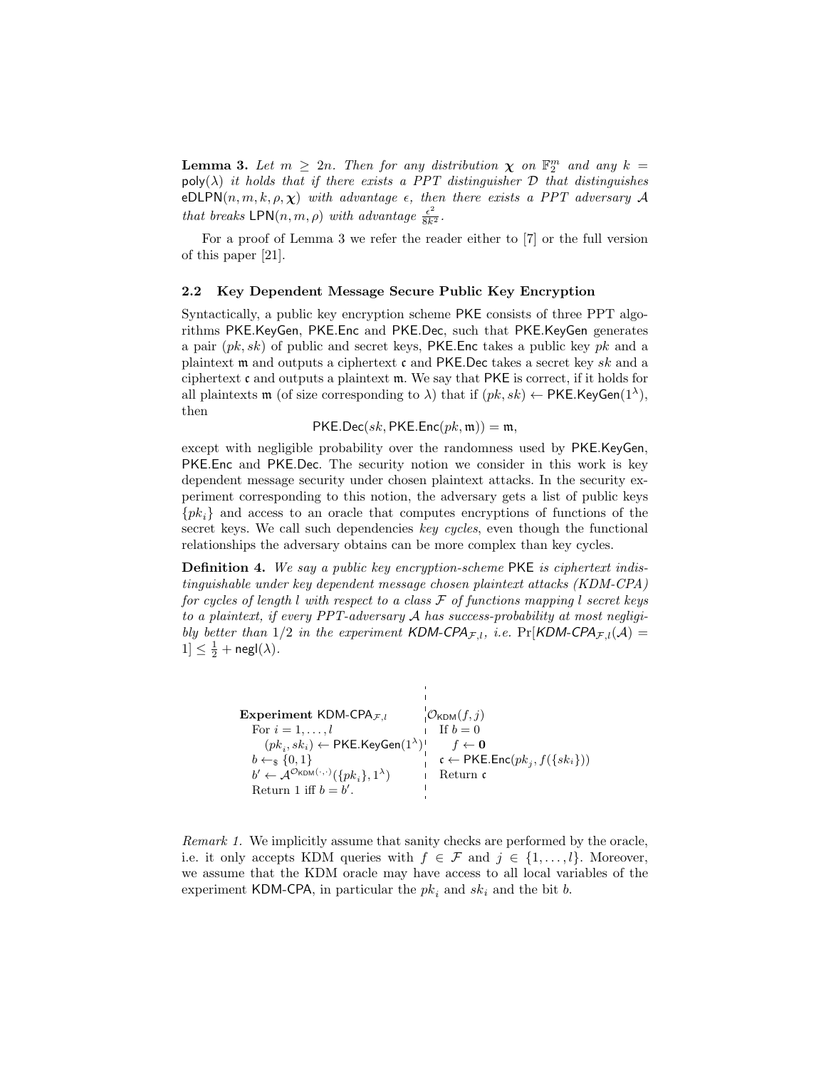**Lemma 3.** *Let $m \geq 2n$. Then for any distribution $\boldsymbol{\chi}$ on $\mathbb{F}_2^m$ and any $k = \mathsf{poly}(\lambda)$ it holds that if there exists a PPT distinguisher $\mathcal{D}$ that distinguishes $\mathsf{eDLPN}(n, m, k, \rho, \boldsymbol{\chi})$ with advantage $\epsilon$, then there exists a PPT adversary $\mathcal{A}$ that breaks $\mathsf{LPN}(n, m, \rho)$ with advantage $\frac{\epsilon^2}{8k^2}$.*

For a proof of Lemma 3 we refer the reader either to [7] or the full version of this paper [21].

### 2.2 Key Dependent Message Secure Public Key Encryption

Syntactically, a public key encryption scheme $\mathsf{PKE}$ consists of three PPT algorithms $\mathsf{PKE.KeyGen}$, $\mathsf{PKE.Enc}$ and $\mathsf{PKE.Dec}$, such that $\mathsf{PKE.KeyGen}$ generates a pair $(pk, sk)$ of public and secret keys, $\mathsf{PKE.Enc}$ takes a public key $pk$ and a plaintext $\mathfrak{m}$ and outputs a ciphertext $\mathfrak{c}$ and $\mathsf{PKE.Dec}$ takes a secret key $sk$ and a ciphertext $\mathfrak{c}$ and outputs a plaintext $\mathfrak{m}$. We say that $\mathsf{PKE}$ is correct, if it holds for all plaintexts $\mathfrak{m}$ (of size corresponding to $\lambda$) that if $(pk, sk) \leftarrow \mathsf{PKE.KeyGen}(1^\lambda)$, then

$$\mathsf{PKE.Dec}(sk, \mathsf{PKE.Enc}(pk, \mathfrak{m})) = \mathfrak{m},$$

except with negligible probability over the randomness used by $\mathsf{PKE.KeyGen}$, $\mathsf{PKE.Enc}$ and $\mathsf{PKE.Dec}$. The security notion we consider in this work is key dependent message security under chosen plaintext attacks. In the security experiment corresponding to this notion, the adversary gets a list of public keys $\{pk_i\}$ and access to an oracle that computes encryptions of functions of the secret keys. We call such dependencies *key cycles*, even though the functional relationships the adversary obtains can be more complex than key cycles.

**Definition 4.** *We say a public key encryption-scheme $\mathsf{PKE}$ is ciphertext indistinguishable under key dependent message chosen plaintext attacks (KDM-CPA) for cycles of length $l$ with respect to a class $\mathcal{F}$ of functions mapping $l$ secret keys to a plaintext, if every PPT-adversary $\mathcal{A}$ has success-probability at most negligibly better than $1/2$ in the experiment $\mathsf{KDM\text{-}CPA}_{\mathcal{F},l}$, i.e. $\Pr[\mathsf{KDM\text{-}CPA}_{\mathcal{F},l}(\mathcal{A}) = 1] \leq \frac{1}{2} + \mathsf{negl}(\lambda)$.*

```
Experiment KDM-CPA_{F,l}                      | O_KDM(f, j)
  For i = 1, ..., l                           |   If b = 0
    (pk_i, sk_i) <- PKE.KeyGen(1^λ)           |     f <- 0
  b <-$ {0,1}                                 |   c <- PKE.Enc(pk_j, f({sk_i}))
  b' <- A^{O_KDM(·,·)}({pk_i}, 1^λ)           |   Return c
  Return 1 iff b = b'.                        |
```

*Remark 1.* We implicitly assume that sanity checks are performed by the oracle, i.e. it only accepts KDM queries with $f \in \mathcal{F}$ and $j \in \{1, \dots, l\}$. Moreover, we assume that the KDM oracle may have access to all local variables of the experiment $\mathsf{KDM\text{-}CPA}$, in particular the $pk_i$ and $sk_i$ and the bit $b$.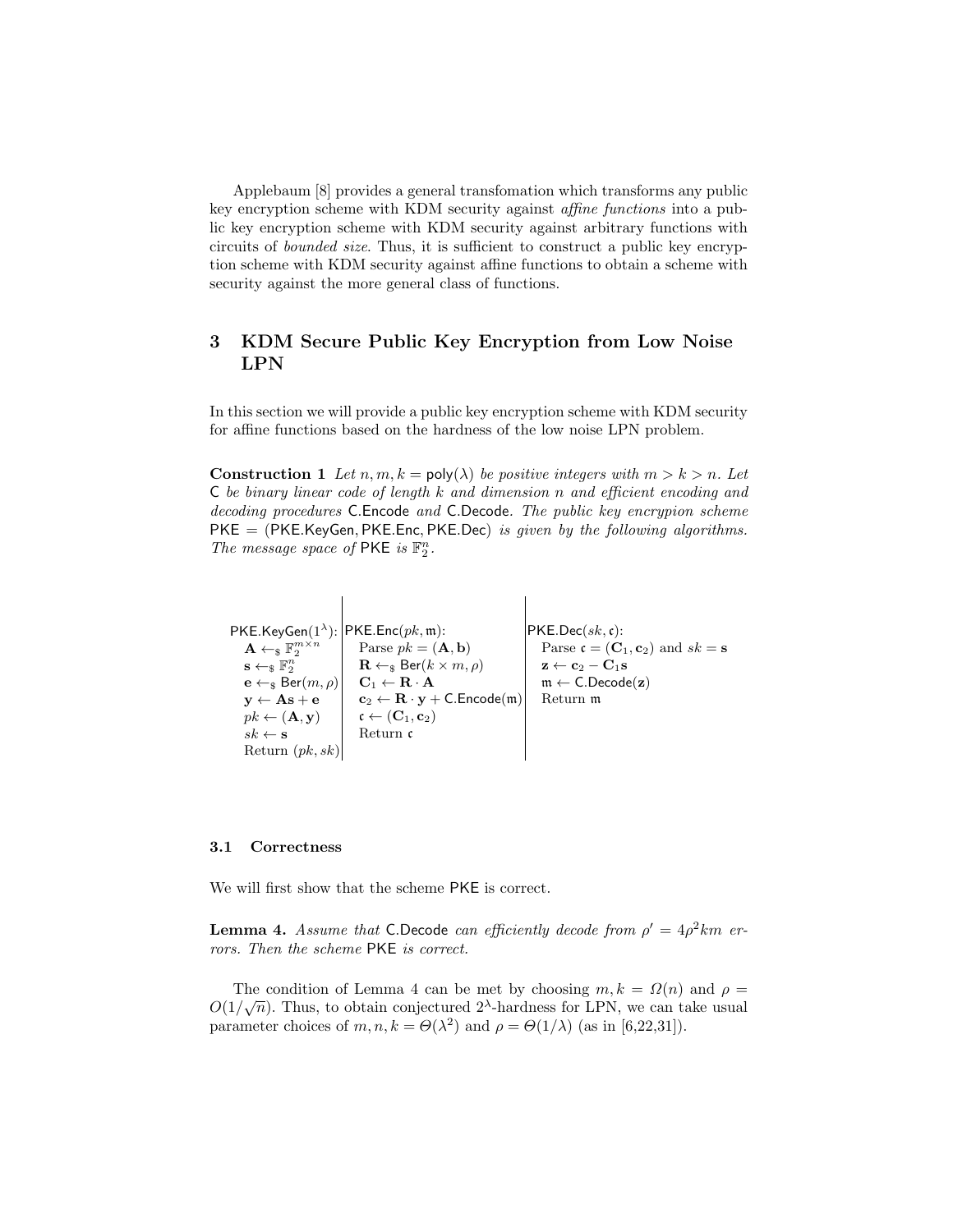Applebaum [8] provides a general transfomation which transforms any public key encryption scheme with KDM security against *affine functions* into a public key encryption scheme with KDM security against arbitrary functions with circuits of *bounded size*. Thus, it is sufficient to construct a public key encryption scheme with KDM security against affine functions to obtain a scheme with security against the more general class of functions.

# 3 KDM Secure Public Key Encryption from Low Noise LPN

In this section we will provide a public key encryption scheme with KDM security for affine functions based on the hardness of the low noise LPN problem.

**Construction 1** *Let $n, m, k = \mathsf{poly}(\lambda)$ be positive integers with $m > k > n$. Let $\mathsf{C}$ be binary linear code of length $k$ and dimension $n$ and efficient encoding and decoding procedures $\mathsf{C.Encode}$ and $\mathsf{C.Decode}$. The public key encrypion scheme $\mathsf{PKE} = (\mathsf{PKE.KeyGen}, \mathsf{PKE.Enc}, \mathsf{PKE.Dec})$ is given by the following algorithms. The message space of $\mathsf{PKE}$ is $\mathbb{F}_2^n$.*

| $\mathsf{PKE.KeyGen}(1^\lambda)$: | $\mathsf{PKE.Enc}(pk, \mathfrak{m})$: | $\mathsf{PKE.Dec}(sk, \mathfrak{c})$: |
| --- | --- | --- |
| $\mathbf{A} \leftarrow_\$ \mathbb{F}_2^{m \times n}$ | Parse $pk = (\mathbf{A}, \mathbf{b})$ | Parse $\mathfrak{c} = (\mathbf{C}_1, \mathbf{c}_2)$ and $sk = \mathbf{s}$ |
| $\mathbf{s} \leftarrow_\$ \mathbb{F}_2^n$ | $\mathbf{R} \leftarrow_\$ \mathsf{Ber}(k \times m, \rho)$ | $\mathbf{z} \leftarrow \mathbf{c}_2 - \mathbf{C}_1 \mathbf{s}$ |
| $\mathbf{e} \leftarrow_\$ \mathsf{Ber}(m, \rho)$ | $\mathbf{C}_1 \leftarrow \mathbf{R} \cdot \mathbf{A}$ | $\mathfrak{m} \leftarrow \mathsf{C.Decode}(\mathbf{z})$ |
| $\mathbf{y} \leftarrow \mathbf{A}\mathbf{s} + \mathbf{e}$ | $\mathbf{c}_2 \leftarrow \mathbf{R} \cdot \mathbf{y} + \mathsf{C.Encode}(\mathfrak{m})$ | Return $\mathfrak{m}$ |
| $pk \leftarrow (\mathbf{A}, \mathbf{y})$ | $\mathfrak{c} \leftarrow (\mathbf{C}_1, \mathbf{c}_2)$ | |
| $sk \leftarrow \mathbf{s}$ | Return $\mathfrak{c}$ | |
| Return $(pk, sk)$ | | |

### 3.1 Correctness

We will first show that the scheme $\mathsf{PKE}$ is correct.

**Lemma 4.** *Assume that $\mathsf{C.Decode}$ can efficiently decode from $\rho' = 4\rho^2 km$ errors. Then the scheme $\mathsf{PKE}$ is correct.*

The condition of Lemma 4 can be met by choosing $m, k = \Omega(n)$ and $\rho = O(1/\sqrt{n})$. Thus, to obtain conjectured $2^\lambda$-hardness for LPN, we can take usual parameter choices of $m, n, k = \Theta(\lambda^2)$ and $\rho = \Theta(1/\lambda)$ (as in [6,22,31]).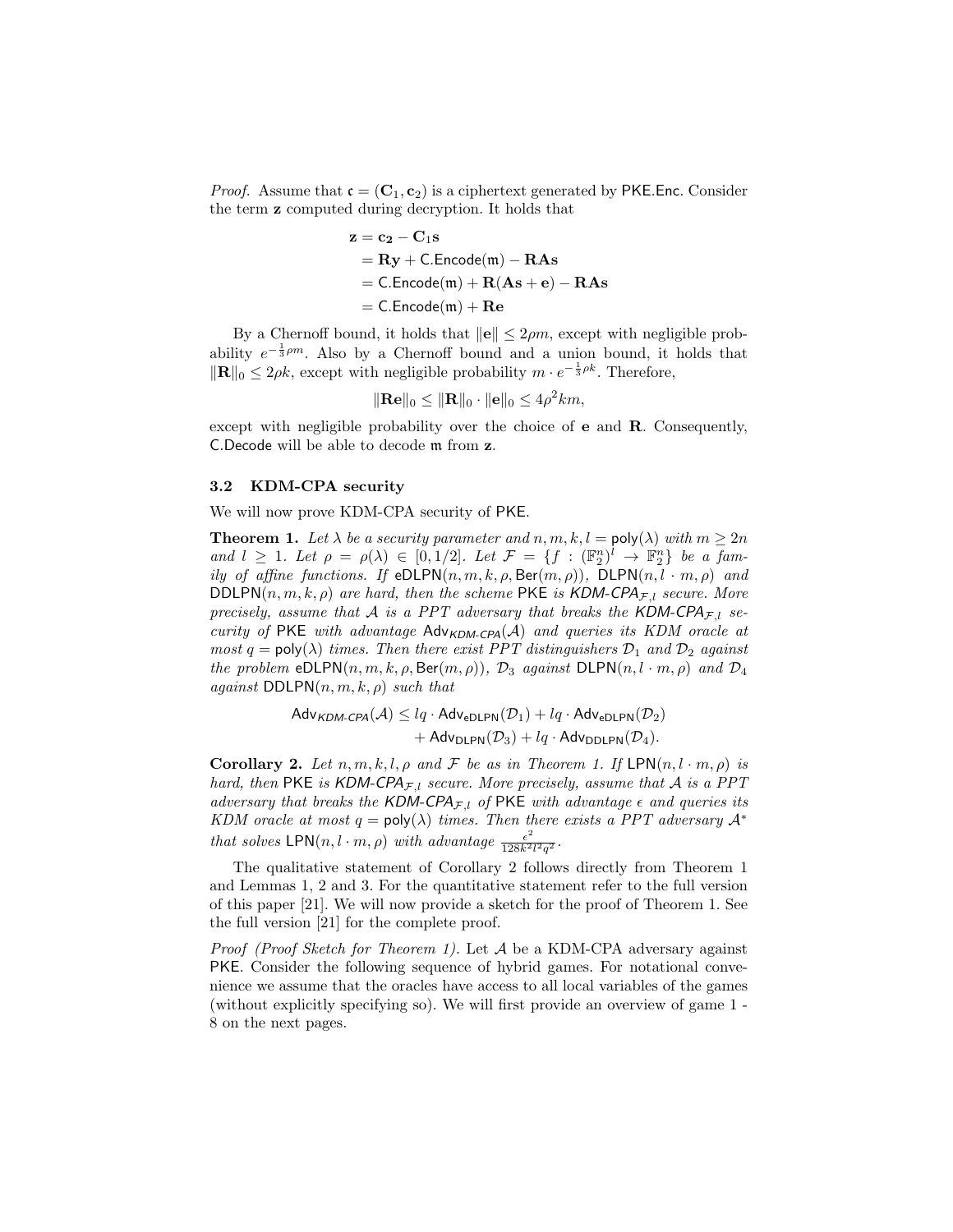*Proof.* Assume that $\mathfrak{c} = (\mathbf{C}_1, \mathbf{c}_2)$ is a ciphertext generated by PKE.Enc. Consider the term $\mathbf{z}$ computed during decryption. It holds that

$$\begin{aligned}
\mathbf{z} &= \mathbf{c_2} - \mathbf{C}_1\mathbf{s} \\
&= \mathbf{R}\mathbf{y} + \mathsf{C.Encode}(\mathfrak{m}) - \mathbf{R}\mathbf{A}\mathbf{s} \\
&= \mathsf{C.Encode}(\mathfrak{m}) + \mathbf{R}(\mathbf{A}\mathbf{s} + \mathbf{e}) - \mathbf{R}\mathbf{A}\mathbf{s} \\
&= \mathsf{C.Encode}(\mathfrak{m}) + \mathbf{R}\mathbf{e}
\end{aligned}$$

By a Chernoff bound, it holds that $\|\mathbf{e}\| \leq 2\rho m$, except with negligible probability $e^{-\frac{1}{3}\rho m}$. Also by a Chernoff bound and a union bound, it holds that $\|\mathbf{R}\|_0 \leq 2\rho k$, except with negligible probability $m \cdot e^{-\frac{1}{3}\rho k}$. Therefore,

$$\|\mathbf{R}\mathbf{e}\|_0 \leq \|\mathbf{R}\|_0 \cdot \|\mathbf{e}\|_0 \leq 4\rho^2 km,$$

except with negligible probability over the choice of $\mathbf{e}$ and $\mathbf{R}$. Consequently, C.Decode will be able to decode $\mathfrak{m}$ from $\mathbf{z}$.

### 3.2 KDM-CPA security

We will now prove KDM-CPA security of PKE.

**Theorem 1.** *Let $\lambda$ be a security parameter and $n, m, k, l = \mathsf{poly}(\lambda)$ with $m \geq 2n$ and $l \geq 1$. Let $\rho = \rho(\lambda) \in [0, 1/2]$. Let $\mathcal{F} = \{f : (\mathbb{F}_2^n)^l \to \mathbb{F}_2^n\}$ be a family of affine functions. If $\mathsf{eDLPN}(n, m, k, \rho, \mathsf{Ber}(m, \rho))$, $\mathsf{DLPN}(n, l \cdot m, \rho)$ and $\mathsf{DDLPN}(n, m, k, \rho)$ are hard, then the scheme PKE is KDM-CPA$_{\mathcal{F},l}$ secure. More precisely, assume that $\mathcal{A}$ is a PPT adversary that breaks the KDM-CPA$_{\mathcal{F},l}$ security of PKE with advantage $\mathsf{Adv}_{\mathit{KDM\text{-}CPA}}(\mathcal{A})$ and queries its KDM oracle at most $q = \mathsf{poly}(\lambda)$ times. Then there exist PPT distinguishers $\mathcal{D}_1$ and $\mathcal{D}_2$ against the problem $\mathsf{eDLPN}(n, m, k, \rho, \mathsf{Ber}(m, \rho))$, $\mathcal{D}_3$ against $\mathsf{DLPN}(n, l \cdot m, \rho)$ and $\mathcal{D}_4$ against $\mathsf{DDLPN}(n, m, k, \rho)$ such that*

$$\begin{aligned}
\mathsf{Adv}_{\mathit{KDM\text{-}CPA}}(\mathcal{A}) \leq\ & lq \cdot \mathsf{Adv}_{\mathsf{eDLPN}}(\mathcal{D}_1) + lq \cdot \mathsf{Adv}_{\mathsf{eDLPN}}(\mathcal{D}_2) \\
&+ \mathsf{Adv}_{\mathsf{DLPN}}(\mathcal{D}_3) + lq \cdot \mathsf{Adv}_{\mathsf{DDLPN}}(\mathcal{D}_4).
\end{aligned}$$

**Corollary 2.** *Let $n, m, k, l, \rho$ and $\mathcal{F}$ be as in Theorem 1. If $\mathsf{LPN}(n, l \cdot m, \rho)$ is hard, then PKE is KDM-CPA$_{\mathcal{F},l}$ secure. More precisely, assume that $\mathcal{A}$ is a PPT adversary that breaks the KDM-CPA$_{\mathcal{F},l}$ of PKE with advantage $\epsilon$ and queries its KDM oracle at most $q = \mathsf{poly}(\lambda)$ times. Then there exists a PPT adversary $\mathcal{A}^*$ that solves $\mathsf{LPN}(n, l \cdot m, \rho)$ with advantage $\frac{\epsilon^2}{128k^2l^2q^2}$.*

The qualitative statement of Corollary 2 follows directly from Theorem 1 and Lemmas 1, 2 and 3. For the quantitative statement refer to the full version of this paper [21]. We will now provide a sketch for the proof of Theorem 1. See the full version [21] for the complete proof.

*Proof (Proof Sketch for Theorem 1).* Let $\mathcal{A}$ be a KDM-CPA adversary against PKE. Consider the following sequence of hybrid games. For notational convenience we assume that the oracles have access to all local variables of the games (without explicitly specifying so). We will first provide an overview of game 1 - 8 on the next pages.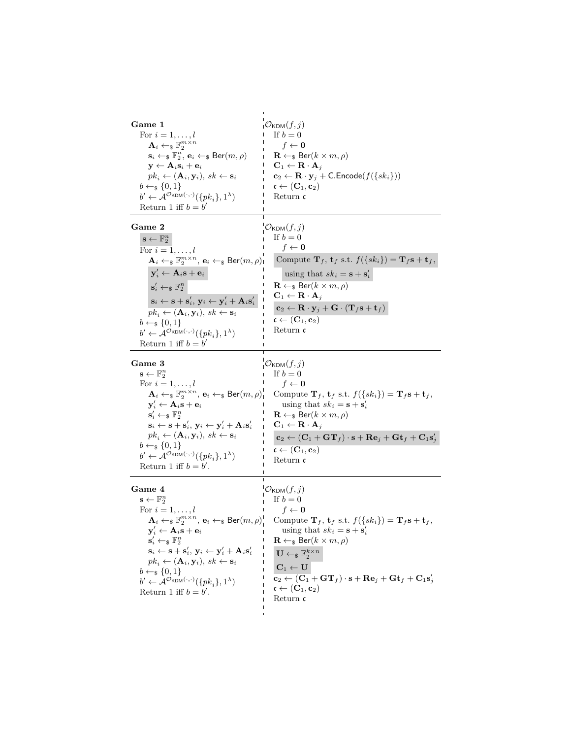**Game 1**

For $i = 1, \ldots, l$

$\quad \mathbf{A}_i \leftarrow_\$ \mathbb{F}_2^{m \times n}$

$\quad \mathbf{s}_i \leftarrow_\$ \mathbb{F}_2^n$, $\mathbf{e}_i \leftarrow_\$ \mathsf{Ber}(m, \rho)$

$\quad \mathbf{y} \leftarrow \mathbf{A}_i \mathbf{s}_i + \mathbf{e}_i$

$\quad pk_i \leftarrow (\mathbf{A}_i, \mathbf{y}_i)$, $sk \leftarrow \mathbf{s}_i$

$b \leftarrow_\$ \{0, 1\}$

$b' \leftarrow \mathcal{A}^{\mathcal{O}_{\mathsf{KDM}}(\cdot,\cdot)}(\{pk_i\}, 1^\lambda)$

Return 1 iff $b = b'$

$\mathcal{O}_{\mathsf{KDM}}(f, j)$

If $b = 0$

$\quad f \leftarrow \mathbf{0}$

$\mathbf{R} \leftarrow_\$ \mathsf{Ber}(k \times m, \rho)$

$\mathbf{C}_1 \leftarrow \mathbf{R} \cdot \mathbf{A}_j$

$\mathbf{c}_2 \leftarrow \mathbf{R} \cdot \mathbf{y}_j + \mathsf{C.Encode}(f(\{sk_i\}))$

$\mathfrak{c} \leftarrow (\mathbf{C}_1, \mathbf{c}_2)$

Return $\mathfrak{c}$

---

**Game 2**

$\mathbf{s} \leftarrow \mathbb{F}_2^n$

For $i = 1, \ldots, l$

$\quad \mathbf{A}_i \leftarrow_\$ \mathbb{F}_2^{m \times n}$, $\mathbf{e}_i \leftarrow_\$ \mathsf{Ber}(m, \rho)$

$\quad \mathbf{y}'_i \leftarrow \mathbf{A}_i \mathbf{s} + \mathbf{e}_i$

$\quad \mathbf{s}'_i \leftarrow_\$ \mathbb{F}_2^n$

$\quad \mathbf{s}_i \leftarrow \mathbf{s} + \mathbf{s}'_i$, $\mathbf{y}_i \leftarrow \mathbf{y}'_i + \mathbf{A}_i \mathbf{s}'_i$

$\quad pk_i \leftarrow (\mathbf{A}_i, \mathbf{y}_i)$, $sk \leftarrow \mathbf{s}_i$

$b \leftarrow_\$ \{0, 1\}$

$b' \leftarrow \mathcal{A}^{\mathcal{O}_{\mathsf{KDM}}(\cdot,\cdot)}(\{pk_i\}, 1^\lambda)$

Return 1 iff $b = b'$

$\mathcal{O}_{\mathsf{KDM}}(f, j)$

If $b = 0$

$\quad f \leftarrow \mathbf{0}$

Compute $\mathbf{T}_f$, $\mathbf{t}_f$ s.t. $f(\{sk_i\}) = \mathbf{T}_f \mathbf{s} + \mathbf{t}_f$,

$\quad$ using that $sk_i = \mathbf{s} + \mathbf{s}'_i$

$\mathbf{R} \leftarrow_\$ \mathsf{Ber}(k \times m, \rho)$

$\mathbf{C}_1 \leftarrow \mathbf{R} \cdot \mathbf{A}_j$

$\mathbf{c}_2 \leftarrow \mathbf{R} \cdot \mathbf{y}_j + \mathbf{G} \cdot (\mathbf{T}_f \mathbf{s} + \mathbf{t}_f)$

$\mathfrak{c} \leftarrow (\mathbf{C}_1, \mathbf{c}_2)$

Return $\mathfrak{c}$

---

**Game 3**

$\mathbf{s} \leftarrow \mathbb{F}_2^n$

For $i = 1, \ldots, l$

$\quad \mathbf{A}_i \leftarrow_\$ \mathbb{F}_2^{m \times n}$, $\mathbf{e}_i \leftarrow_\$ \mathsf{Ber}(m, \rho)$

$\quad \mathbf{y}'_i \leftarrow \mathbf{A}_i \mathbf{s} + \mathbf{e}_i$

$\quad \mathbf{s}'_i \leftarrow_\$ \mathbb{F}_2^n$

$\quad \mathbf{s}_i \leftarrow \mathbf{s} + \mathbf{s}'_i$, $\mathbf{y}_i \leftarrow \mathbf{y}'_i + \mathbf{A}_i \mathbf{s}'_i$

$\quad pk_i \leftarrow (\mathbf{A}_i, \mathbf{y}_i)$, $sk \leftarrow \mathbf{s}_i$

$b \leftarrow_\$ \{0, 1\}$

$b' \leftarrow \mathcal{A}^{\mathcal{O}_{\mathsf{KDM}}(\cdot,\cdot)}(\{pk_i\}, 1^\lambda)$

Return 1 iff $b = b'$.

$\mathcal{O}_{\mathsf{KDM}}(f, j)$

If $b = 0$

$\quad f \leftarrow \mathbf{0}$

Compute $\mathbf{T}_f$, $\mathbf{t}_f$ s.t. $f(\{sk_i\}) = \mathbf{T}_f \mathbf{s} + \mathbf{t}_f$,

$\quad$ using that $sk_i = \mathbf{s} + \mathbf{s}'_i$

$\mathbf{R} \leftarrow_\$ \mathsf{Ber}(k \times m, \rho)$

$\mathbf{C}_1 \leftarrow \mathbf{R} \cdot \mathbf{A}_j$

$\mathbf{c}_2 \leftarrow (\mathbf{C}_1 + \mathbf{G}\mathbf{T}_f) \cdot \mathbf{s} + \mathbf{R}\mathbf{e}_j + \mathbf{G}\mathbf{t}_f + \mathbf{C}_1 \mathbf{s}'_j$

$\mathfrak{c} \leftarrow (\mathbf{C}_1, \mathbf{c}_2)$

Return $\mathfrak{c}$

---

**Game 4**

$\mathbf{s} \leftarrow \mathbb{F}_2^n$

For $i = 1, \ldots, l$

$\quad \mathbf{A}_i \leftarrow_\$ \mathbb{F}_2^{m \times n}$, $\mathbf{e}_i \leftarrow_\$ \mathsf{Ber}(m, \rho)$

$\quad \mathbf{y}'_i \leftarrow \mathbf{A}_i \mathbf{s} + \mathbf{e}_i$

$\quad \mathbf{s}'_i \leftarrow_\$ \mathbb{F}_2^n$

$\quad \mathbf{s}_i \leftarrow \mathbf{s} + \mathbf{s}'_i$, $\mathbf{y}_i \leftarrow \mathbf{y}'_i + \mathbf{A}_i \mathbf{s}'_i$

$\quad pk_i \leftarrow (\mathbf{A}_i, \mathbf{y}_i)$, $sk \leftarrow \mathbf{s}_i$

$b \leftarrow_\$ \{0, 1\}$

$b' \leftarrow \mathcal{A}^{\mathcal{O}_{\mathsf{KDM}}(\cdot,\cdot)}(\{pk_i\}, 1^\lambda)$

Return 1 iff $b = b'$.

$\mathcal{O}_{\mathsf{KDM}}(f, j)$

If $b = 0$

$\quad f \leftarrow \mathbf{0}$

Compute $\mathbf{T}_f$, $\mathbf{t}_f$ s.t. $f(\{sk_i\}) = \mathbf{T}_f \mathbf{s} + \mathbf{t}_f$,

$\quad$ using that $sk_i = \mathbf{s} + \mathbf{s}'_i$

$\mathbf{R} \leftarrow_\$ \mathsf{Ber}(k \times m, \rho)$

$\mathbf{U} \leftarrow_\$ \mathbb{F}_2^{k \times n}$

$\mathbf{C}_1 \leftarrow \mathbf{U}$

$\mathbf{c}_2 \leftarrow (\mathbf{C}_1 + \mathbf{G}\mathbf{T}_f) \cdot \mathbf{s} + \mathbf{R}\mathbf{e}_j + \mathbf{G}\mathbf{t}_f + \mathbf{C}_1 \mathbf{s}'_j$

$\mathfrak{c} \leftarrow (\mathbf{C}_1, \mathbf{c}_2)$

Return $\mathfrak{c}$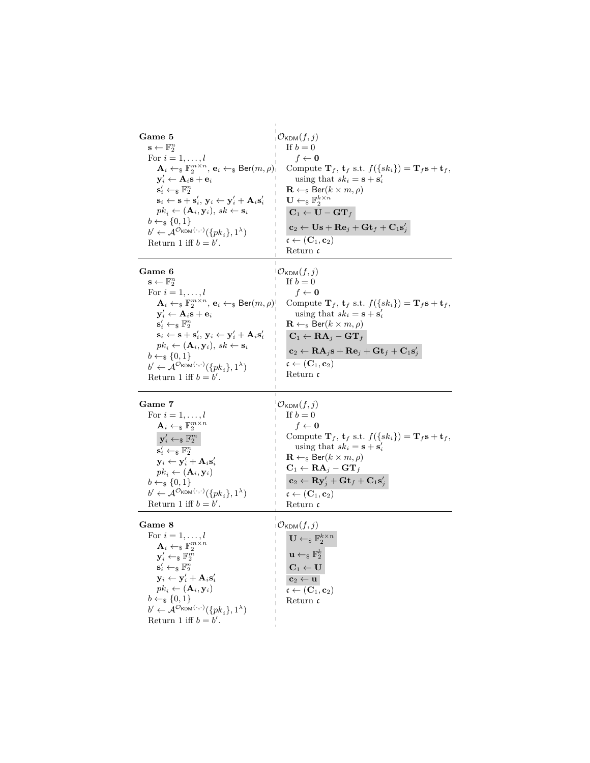**Game 5**

$\mathbf{s} \leftarrow \mathbb{F}_2^n$
For $i = 1, \ldots, l$
  $\mathbf{A}_i \leftarrow_\$ \mathbb{F}_2^{m \times n}$, $\mathbf{e}_i \leftarrow_\$ \mathsf{Ber}(m, \rho)$
  $\mathbf{y}'_i \leftarrow \mathbf{A}_i \mathbf{s} + \mathbf{e}_i$
  $\mathbf{s}'_i \leftarrow_\$ \mathbb{F}_2^n$
  $\mathbf{s}_i \leftarrow \mathbf{s} + \mathbf{s}'_i$, $\mathbf{y}_i \leftarrow \mathbf{y}'_i + \mathbf{A}_i \mathbf{s}'_i$
  $pk_i \leftarrow (\mathbf{A}_i, \mathbf{y}_i)$, $sk \leftarrow \mathbf{s}_i$
$b \leftarrow_\$ \{0, 1\}$
$b' \leftarrow \mathcal{A}^{\mathcal{O}_{\mathsf{KDM}}(\cdot,\cdot)}(\{pk_i\}, 1^\lambda)$
Return 1 iff $b = b'$.

$\mathcal{O}_{\mathsf{KDM}}(f, j)$
If $b = 0$
  $f \leftarrow \mathbf{0}$
Compute $\mathbf{T}_f$, $\mathbf{t}_f$ s.t. $f(\{sk_i\}) = \mathbf{T}_f \mathbf{s} + \mathbf{t}_f$,
  using that $sk_i = \mathbf{s} + \mathbf{s}'_i$
$\mathbf{R} \leftarrow_\$ \mathsf{Ber}(k \times m, \rho)$
$\mathbf{U} \leftarrow_\$ \mathbb{F}_2^{k \times n}$
$\mathbf{C}_1 \leftarrow \mathbf{U} - \mathbf{G}\mathbf{T}_f$
$\mathbf{c}_2 \leftarrow \mathbf{U}\mathbf{s} + \mathbf{R}\mathbf{e}_j + \mathbf{G}\mathbf{t}_f + \mathbf{C}_1 \mathbf{s}'_j$
$\mathfrak{c} \leftarrow (\mathbf{C}_1, \mathbf{c}_2)$
Return $\mathfrak{c}$

---

**Game 6**

$\mathbf{s} \leftarrow \mathbb{F}_2^n$
For $i = 1, \ldots, l$
  $\mathbf{A}_i \leftarrow_\$ \mathbb{F}_2^{m \times n}$, $\mathbf{e}_i \leftarrow_\$ \mathsf{Ber}(m, \rho)$
  $\mathbf{y}'_i \leftarrow \mathbf{A}_i \mathbf{s} + \mathbf{e}_i$
  $\mathbf{s}'_i \leftarrow_\$ \mathbb{F}_2^n$
  $\mathbf{s}_i \leftarrow \mathbf{s} + \mathbf{s}'_i$, $\mathbf{y}_i \leftarrow \mathbf{y}'_i + \mathbf{A}_i \mathbf{s}'_i$
  $pk_i \leftarrow (\mathbf{A}_i, \mathbf{y}_i)$, $sk \leftarrow \mathbf{s}_i$
$b \leftarrow_\$ \{0, 1\}$
$b' \leftarrow \mathcal{A}^{\mathcal{O}_{\mathsf{KDM}}(\cdot,\cdot)}(\{pk_i\}, 1^\lambda)$
Return 1 iff $b = b'$.

$\mathcal{O}_{\mathsf{KDM}}(f, j)$
If $b = 0$
  $f \leftarrow \mathbf{0}$
Compute $\mathbf{T}_f$, $\mathbf{t}_f$ s.t. $f(\{sk_i\}) = \mathbf{T}_f \mathbf{s} + \mathbf{t}_f$,
  using that $sk_i = \mathbf{s} + \mathbf{s}'_i$
$\mathbf{R} \leftarrow_\$ \mathsf{Ber}(k \times m, \rho)$
$\mathbf{C}_1 \leftarrow \mathbf{R}\mathbf{A}_j - \mathbf{G}\mathbf{T}_f$
$\mathbf{c}_2 \leftarrow \mathbf{R}\mathbf{A}_j \mathbf{s} + \mathbf{R}\mathbf{e}_j + \mathbf{G}\mathbf{t}_f + \mathbf{C}_1 \mathbf{s}'_j$
$\mathfrak{c} \leftarrow (\mathbf{C}_1, \mathbf{c}_2)$
Return $\mathfrak{c}$

---

**Game 7**

For $i = 1, \ldots, l$
  $\mathbf{A}_i \leftarrow_\$ \mathbb{F}_2^{m \times n}$
  $\mathbf{y}'_i \leftarrow_\$ \mathbb{F}_2^m$
  $\mathbf{s}'_i \leftarrow_\$ \mathbb{F}_2^n$
  $\mathbf{y}_i \leftarrow \mathbf{y}'_i + \mathbf{A}_i \mathbf{s}'_i$
  $pk_i \leftarrow (\mathbf{A}_i, \mathbf{y}_i)$
$b \leftarrow_\$ \{0, 1\}$
$b' \leftarrow \mathcal{A}^{\mathcal{O}_{\mathsf{KDM}}(\cdot,\cdot)}(\{pk_i\}, 1^\lambda)$
Return 1 iff $b = b'$.

$\mathcal{O}_{\mathsf{KDM}}(f, j)$
If $b = 0$
  $f \leftarrow \mathbf{0}$
Compute $\mathbf{T}_f$, $\mathbf{t}_f$ s.t. $f(\{sk_i\}) = \mathbf{T}_f \mathbf{s} + \mathbf{t}_f$,
  using that $sk_i = \mathbf{s} + \mathbf{s}'_i$
$\mathbf{R} \leftarrow_\$ \mathsf{Ber}(k \times m, \rho)$
$\mathbf{C}_1 \leftarrow \mathbf{R}\mathbf{A}_j - \mathbf{G}\mathbf{T}_f$
$\mathbf{c}_2 \leftarrow \mathbf{R}\mathbf{y}'_j + \mathbf{G}\mathbf{t}_f + \mathbf{C}_1 \mathbf{s}'_j$
$\mathfrak{c} \leftarrow (\mathbf{C}_1, \mathbf{c}_2)$
Return $\mathfrak{c}$

---

**Game 8**

For $i = 1, \ldots, l$
  $\mathbf{A}_i \leftarrow_\$ \mathbb{F}_2^{m \times n}$
  $\mathbf{y}'_i \leftarrow_\$ \mathbb{F}_2^m$
  $\mathbf{s}'_i \leftarrow_\$ \mathbb{F}_2^n$
  $\mathbf{y}_i \leftarrow \mathbf{y}'_i + \mathbf{A}_i \mathbf{s}'_i$
  $pk_i \leftarrow (\mathbf{A}_i, \mathbf{y}_i)$
$b \leftarrow_\$ \{0, 1\}$
$b' \leftarrow \mathcal{A}^{\mathcal{O}_{\mathsf{KDM}}(\cdot,\cdot)}(\{pk_i\}, 1^\lambda)$
Return 1 iff $b = b'$.

$\mathcal{O}_{\mathsf{KDM}}(f, j)$
$\mathbf{U} \leftarrow_\$ \mathbb{F}_2^{k \times n}$
$\mathbf{u} \leftarrow_\$ \mathbb{F}_2^k$
$\mathbf{C}_1 \leftarrow \mathbf{U}$
$\mathbf{c}_2 \leftarrow \mathbf{u}$
$\mathfrak{c} \leftarrow (\mathbf{C}_1, \mathbf{c}_2)$
Return $\mathfrak{c}$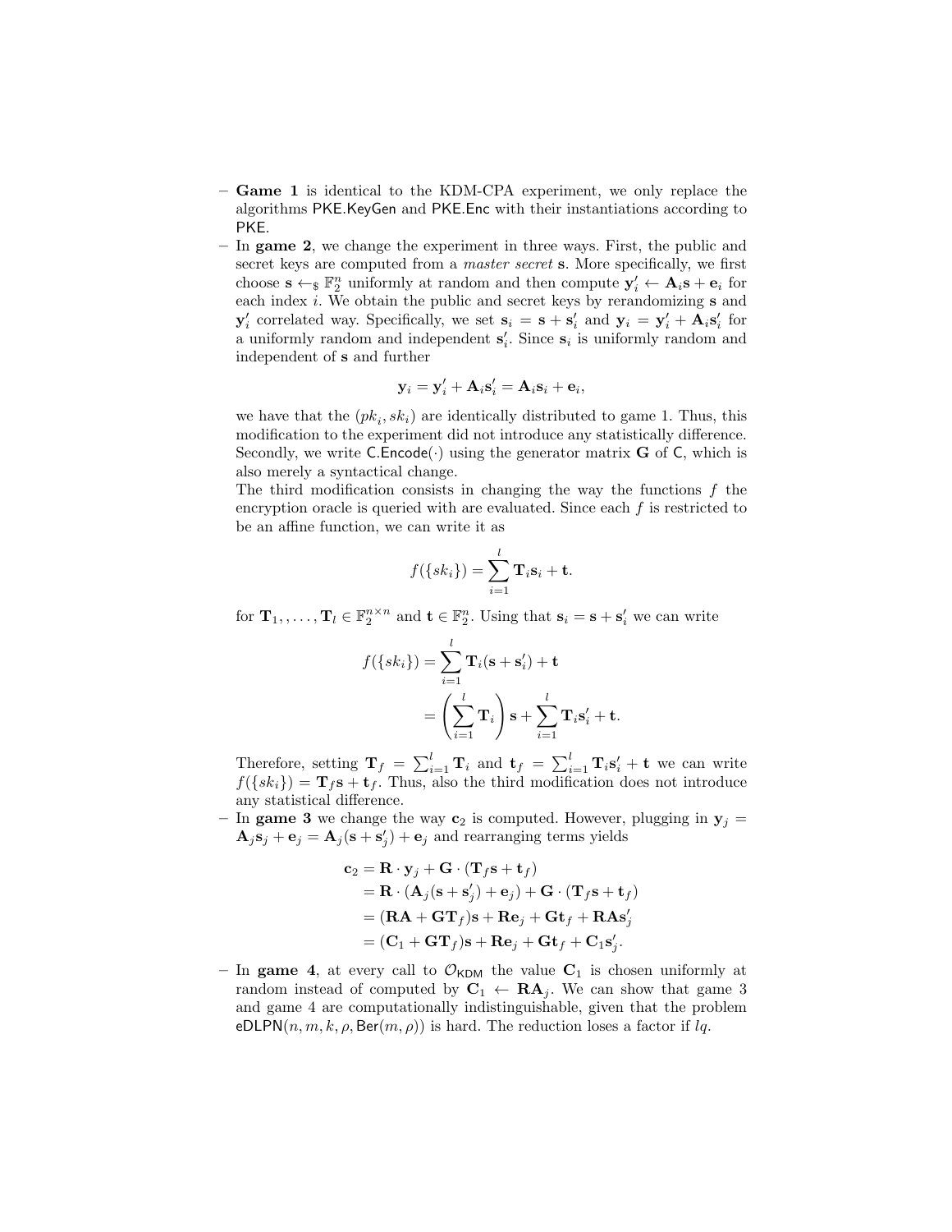- **Game 1** is identical to the KDM-CPA experiment, we only replace the algorithms $\mathsf{PKE.KeyGen}$ and $\mathsf{PKE.Enc}$ with their instantiations according to $\mathsf{PKE}$.
- In **game 2**, we change the experiment in three ways. First, the public and secret keys are computed from a *master secret* $\mathbf{s}$. More specifically, we first choose $\mathbf{s} \leftarrow_{\$} \mathbb{F}_2^n$ uniformly at random and then compute $\mathbf{y}_i' \leftarrow \mathbf{A}_i\mathbf{s} + \mathbf{e}_i$ for each index $i$. We obtain the public and secret keys by rerandomizing $\mathbf{s}$ and $\mathbf{y}_i'$ correlated way. Specifically, we set $\mathbf{s}_i = \mathbf{s} + \mathbf{s}_i'$ and $\mathbf{y}_i = \mathbf{y}_i' + \mathbf{A}_i\mathbf{s}_i'$ for a uniformly random and independent $\mathbf{s}_i'$. Since $\mathbf{s}_i$ is uniformly random and independent of $\mathbf{s}$ and further

$$\mathbf{y}_i = \mathbf{y}_i' + \mathbf{A}_i\mathbf{s}_i' = \mathbf{A}_i\mathbf{s}_i + \mathbf{e}_i,$$

  we have that the $(pk_i, sk_i)$ are identically distributed to game 1. Thus, this modification to the experiment did not introduce any statistically difference. Secondly, we write $\mathsf{C.Encode}(\cdot)$ using the generator matrix $\mathbf{G}$ of $\mathsf{C}$, which is also merely a syntactical change.

  The third modification consists in changing the way the functions $f$ the encryption oracle is queried with are evaluated. Since each $f$ is restricted to be an affine function, we can write it as

$$f(\{sk_i\}) = \sum_{i=1}^{l} \mathbf{T}_i\mathbf{s}_i + \mathbf{t}.$$

  for $\mathbf{T}_1, , \ldots, \mathbf{T}_l \in \mathbb{F}_2^{n\times n}$ and $\mathbf{t} \in \mathbb{F}_2^n$. Using that $\mathbf{s}_i = \mathbf{s} + \mathbf{s}_i'$ we can write

$$\begin{aligned} f(\{sk_i\}) &= \sum_{i=1}^{l} \mathbf{T}_i(\mathbf{s} + \mathbf{s}_i') + \mathbf{t} \\ &= \left(\sum_{i=1}^{l} \mathbf{T}_i\right)\mathbf{s} + \sum_{i=1}^{l} \mathbf{T}_i\mathbf{s}_i' + \mathbf{t}. \end{aligned}$$

  Therefore, setting $\mathbf{T}_f = \sum_{i=1}^{l} \mathbf{T}_i$ and $\mathbf{t}_f = \sum_{i=1}^{l} \mathbf{T}_i\mathbf{s}_i' + \mathbf{t}$ we can write $f(\{sk_i\}) = \mathbf{T}_f\mathbf{s} + \mathbf{t}_f$. Thus, also the third modification does not introduce any statistical difference.
- In **game 3** we change the way $\mathbf{c}_2$ is computed. However, plugging in $\mathbf{y}_j = \mathbf{A}_j\mathbf{s}_j + \mathbf{e}_j = \mathbf{A}_j(\mathbf{s} + \mathbf{s}_j') + \mathbf{e}_j$ and rearranging terms yields

$$\begin{aligned} \mathbf{c}_2 &= \mathbf{R}\cdot\mathbf{y}_j + \mathbf{G}\cdot(\mathbf{T}_f\mathbf{s} + \mathbf{t}_f) \\ &= \mathbf{R}\cdot(\mathbf{A}_j(\mathbf{s} + \mathbf{s}_j') + \mathbf{e}_j) + \mathbf{G}\cdot(\mathbf{T}_f\mathbf{s} + \mathbf{t}_f) \\ &= (\mathbf{R}\mathbf{A} + \mathbf{G}\mathbf{T}_f)\mathbf{s} + \mathbf{R}\mathbf{e}_j + \mathbf{G}\mathbf{t}_f + \mathbf{R}\mathbf{A}\mathbf{s}_j' \\ &= (\mathbf{C}_1 + \mathbf{G}\mathbf{T}_f)\mathbf{s} + \mathbf{R}\mathbf{e}_j + \mathbf{G}\mathbf{t}_f + \mathbf{C}_1\mathbf{s}_j'. \end{aligned}$$

- In **game 4**, at every call to $\mathcal{O}_{\mathsf{KDM}}$ the value $\mathbf{C}_1$ is chosen uniformly at random instead of computed by $\mathbf{C}_1 \leftarrow \mathbf{R}\mathbf{A}_j$. We can show that game 3 and game 4 are computationally indistinguishable, given that the problem $\mathsf{eDLPN}(n, m, k, \rho, \mathsf{Ber}(m, \rho))$ is hard. The reduction loses a factor if $lq$.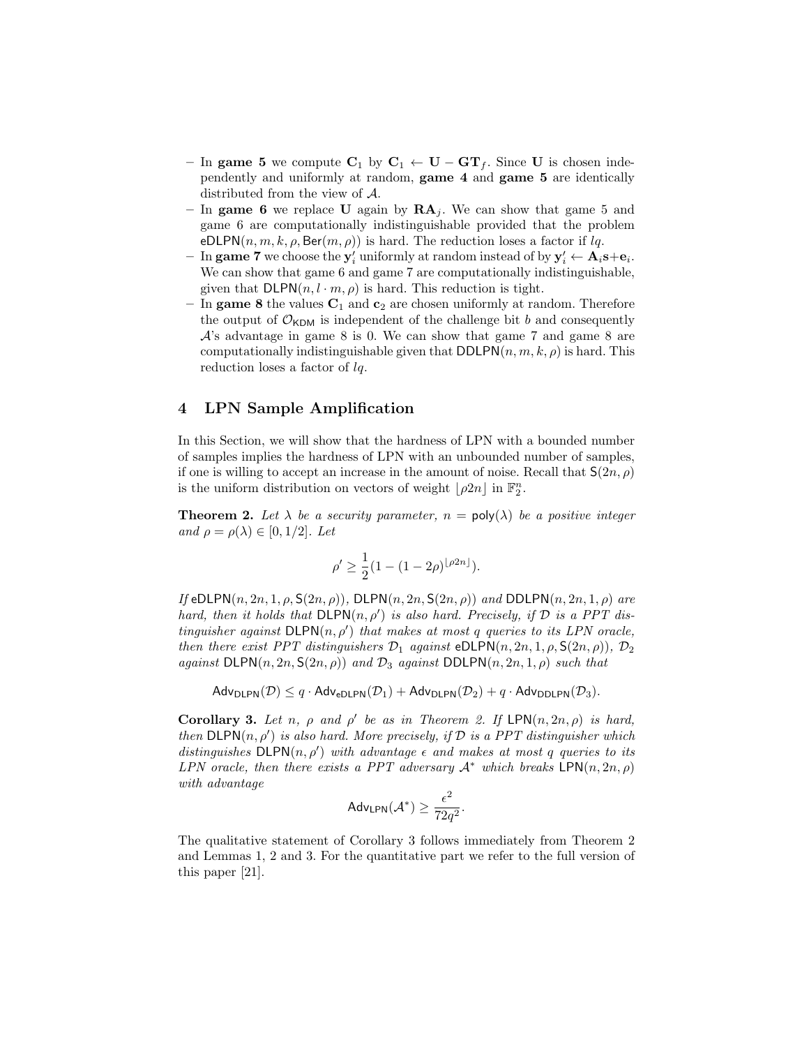- In **game 5** we compute $\mathbf{C}_1$ by $\mathbf{C}_1 \leftarrow \mathbf{U} - \mathbf{G}\mathbf{T}_f$. Since $\mathbf{U}$ is chosen independently and uniformly at random, **game 4** and **game 5** are identically distributed from the view of $\mathcal{A}$.
- In **game 6** we replace $\mathbf{U}$ again by $\mathbf{R}\mathbf{A}_j$. We can show that game 5 and game 6 are computationally indistinguishable provided that the problem $\mathsf{eDLPN}(n, m, k, \rho, \mathsf{Ber}(m, \rho))$ is hard. The reduction loses a factor if $lq$.
- In **game 7** we choose the $\mathbf{y}'_i$ uniformly at random instead of by $\mathbf{y}'_i \leftarrow \mathbf{A}_i\mathbf{s}+\mathbf{e}_i$. We can show that game 6 and game 7 are computationally indistinguishable, given that $\mathsf{DLPN}(n, l \cdot m, \rho)$ is hard. This reduction is tight.
- In **game 8** the values $\mathbf{C}_1$ and $\mathbf{c}_2$ are chosen uniformly at random. Therefore the output of $\mathcal{O}_{\mathsf{KDM}}$ is independent of the challenge bit $b$ and consequently $\mathcal{A}$'s advantage in game 8 is 0. We can show that game 7 and game 8 are computationally indistinguishable given that $\mathsf{DDLPN}(n, m, k, \rho)$ is hard. This reduction loses a factor of $lq$.

## 4 LPN Sample Amplification

In this Section, we will show that the hardness of LPN with a bounded number of samples implies the hardness of LPN with an unbounded number of samples, if one is willing to accept an increase in the amount of noise. Recall that $\mathsf{S}(2n, \rho)$ is the uniform distribution on vectors of weight $\lfloor \rho 2n \rfloor$ in $\mathbb{F}_2^n$.

**Theorem 2.** *Let $\lambda$ be a security parameter, $n = \mathsf{poly}(\lambda)$ be a positive integer and $\rho = \rho(\lambda) \in [0, 1/2]$. Let*

$$\rho' \geq \frac{1}{2}(1 - (1 - 2\rho)^{\lfloor \rho 2n \rfloor}).$$

*If $\mathsf{eDLPN}(n, 2n, 1, \rho, \mathsf{S}(2n, \rho))$, $\mathsf{DLPN}(n, 2n, \mathsf{S}(2n, \rho))$ and $\mathsf{DDLPN}(n, 2n, 1, \rho)$ are hard, then it holds that $\mathsf{DLPN}(n, \rho')$ is also hard. Precisely, if $\mathcal{D}$ is a PPT distinguisher against $\mathsf{DLPN}(n, \rho')$ that makes at most $q$ queries to its LPN oracle, then there exist PPT distinguishers $\mathcal{D}_1$ against $\mathsf{eDLPN}(n, 2n, 1, \rho, \mathsf{S}(2n, \rho))$, $\mathcal{D}_2$ against $\mathsf{DLPN}(n, 2n, \mathsf{S}(2n, \rho))$ and $\mathcal{D}_3$ against $\mathsf{DDLPN}(n, 2n, 1, \rho)$ such that*

$$\mathsf{Adv}_{\mathsf{DLPN}}(\mathcal{D}) \leq q \cdot \mathsf{Adv}_{\mathsf{eDLPN}}(\mathcal{D}_1) + \mathsf{Adv}_{\mathsf{DLPN}}(\mathcal{D}_2) + q \cdot \mathsf{Adv}_{\mathsf{DDLPN}}(\mathcal{D}_3).$$

**Corollary 3.** *Let $n$, $\rho$ and $\rho'$ be as in Theorem 2. If $\mathsf{LPN}(n, 2n, \rho)$ is hard, then $\mathsf{DLPN}(n, \rho')$ is also hard. More precisely, if $\mathcal{D}$ is a PPT distinguisher which distinguishes $\mathsf{DLPN}(n, \rho')$ with advantage $\epsilon$ and makes at most $q$ queries to its LPN oracle, then there exists a PPT adversary $\mathcal{A}^*$ which breaks $\mathsf{LPN}(n, 2n, \rho)$ with advantage*

$$\mathsf{Adv}_{\mathsf{LPN}}(\mathcal{A}^*) \geq \frac{\epsilon^2}{72q^2}.$$

The qualitative statement of Corollary 3 follows immediately from Theorem 2 and Lemmas 1, 2 and 3. For the quantitative part we refer to the full version of this paper [21].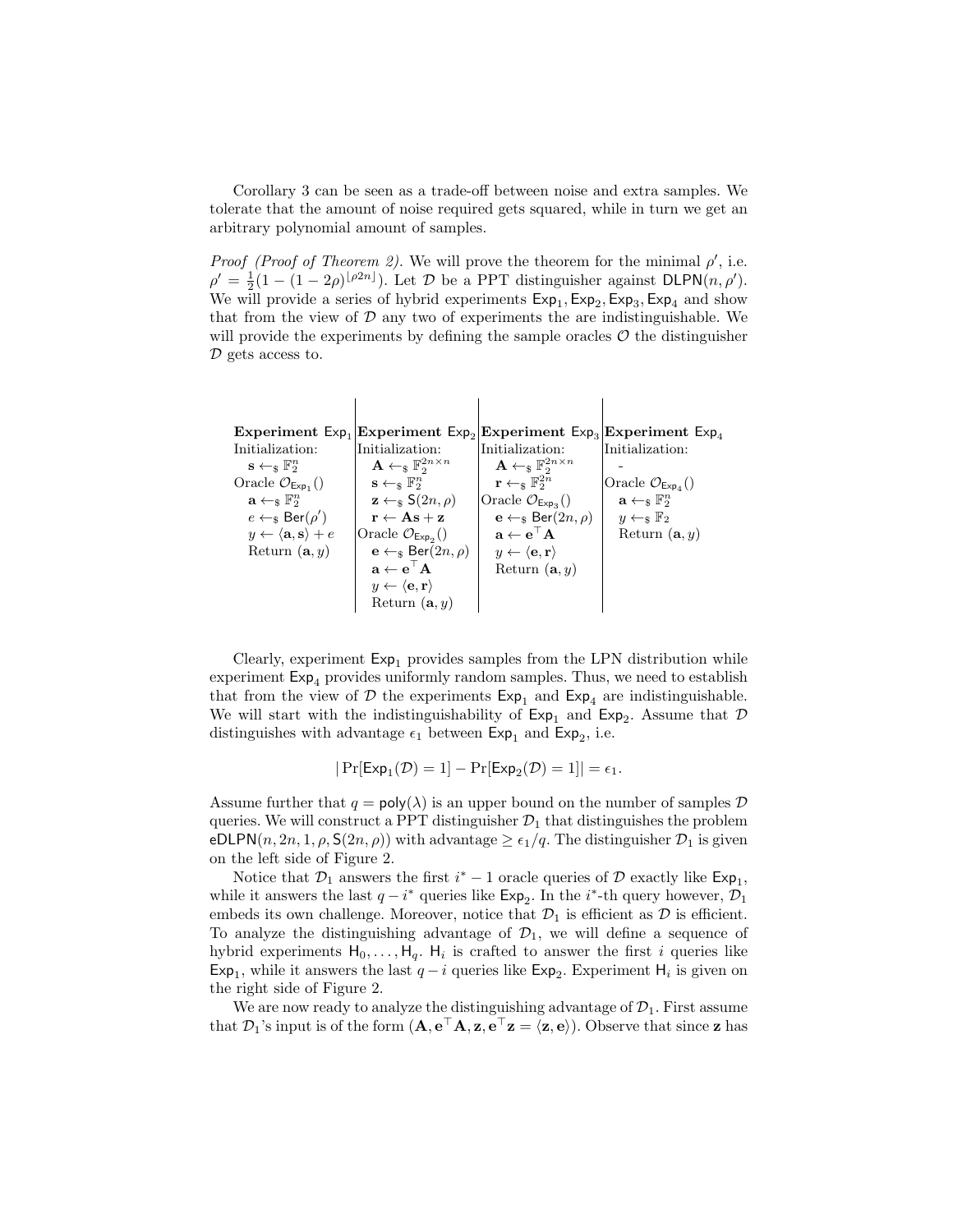Corollary 3 can be seen as a trade-off between noise and extra samples. We tolerate that the amount of noise required gets squared, while in turn we get an arbitrary polynomial amount of samples.

*Proof (Proof of Theorem 2).* We will prove the theorem for the minimal $\rho'$, i.e. $\rho' = \frac{1}{2}(1-(1-2\rho)^{\lfloor \rho 2n \rfloor})$. Let $\mathcal{D}$ be a PPT distinguisher against $\mathsf{DLPN}(n, \rho')$. We will provide a series of hybrid experiments $\mathsf{Exp}_1, \mathsf{Exp}_2, \mathsf{Exp}_3, \mathsf{Exp}_4$ and show that from the view of $\mathcal{D}$ any two of experiments the are indistinguishable. We will provide the experiments by defining the sample oracles $\mathcal{O}$ the distinguisher $\mathcal{D}$ gets access to.

| **Experiment** $\mathsf{Exp}_1$ | **Experiment** $\mathsf{Exp}_2$ | **Experiment** $\mathsf{Exp}_3$ | **Experiment** $\mathsf{Exp}_4$ |
|---|---|---|---|
| Initialization: | Initialization: | Initialization: | Initialization: |
| $\mathbf{s} \leftarrow_\$ \mathbb{F}_2^n$ | $\mathbf{A} \leftarrow_\$ \mathbb{F}_2^{2n \times n}$ | $\mathbf{A} \leftarrow_\$ \mathbb{F}_2^{2n \times n}$ | - |
| Oracle $\mathcal{O}_{\mathsf{Exp}_1}()$ | $\mathbf{s} \leftarrow_\$ \mathbb{F}_2^n$ | $\mathbf{r} \leftarrow_\$ \mathbb{F}_2^{2n}$ | Oracle $\mathcal{O}_{\mathsf{Exp}_4}()$ |
| $\mathbf{a} \leftarrow_\$ \mathbb{F}_2^n$ | $\mathbf{z} \leftarrow_\$ \mathsf{S}(2n, \rho)$ | Oracle $\mathcal{O}_{\mathsf{Exp}_3}()$ | $\mathbf{a} \leftarrow_\$ \mathbb{F}_2^n$ |
| $e \leftarrow_\$ \mathsf{Ber}(\rho')$ | $\mathbf{r} \leftarrow \mathbf{A}\mathbf{s} + \mathbf{z}$ | $\mathbf{e} \leftarrow_\$ \mathsf{Ber}(2n, \rho)$ | $y \leftarrow_\$ \mathbb{F}_2$ |
| $y \leftarrow \langle \mathbf{a}, \mathbf{s} \rangle + e$ | Oracle $\mathcal{O}_{\mathsf{Exp}_2}()$ | $\mathbf{a} \leftarrow \mathbf{e}^\top \mathbf{A}$ | Return $(\mathbf{a}, y)$ |
| Return $(\mathbf{a}, y)$ | $\mathbf{e} \leftarrow_\$ \mathsf{Ber}(2n, \rho)$ | $y \leftarrow \langle \mathbf{e}, \mathbf{r} \rangle$ | |
| | $\mathbf{a} \leftarrow \mathbf{e}^\top \mathbf{A}$ | Return $(\mathbf{a}, y)$ | |
| | $y \leftarrow \langle \mathbf{e}, \mathbf{r} \rangle$ | | |
| | Return $(\mathbf{a}, y)$ | | |

Clearly, experiment $\mathsf{Exp}_1$ provides samples from the LPN distribution while experiment $\mathsf{Exp}_4$ provides uniformly random samples. Thus, we need to establish that from the view of $\mathcal{D}$ the experiments $\mathsf{Exp}_1$ and $\mathsf{Exp}_4$ are indistinguishable. We will start with the indistinguishability of $\mathsf{Exp}_1$ and $\mathsf{Exp}_2$. Assume that $\mathcal{D}$ distinguishes with advantage $\epsilon_1$ between $\mathsf{Exp}_1$ and $\mathsf{Exp}_2$, i.e.

$$|\Pr[\mathsf{Exp}_1(\mathcal{D}) = 1] - \Pr[\mathsf{Exp}_2(\mathcal{D}) = 1]| = \epsilon_1.$$

Assume further that $q = \mathsf{poly}(\lambda)$ is an upper bound on the number of samples $\mathcal{D}$ queries. We will construct a PPT distinguisher $\mathcal{D}_1$ that distinguishes the problem $\mathsf{eDLPN}(n, 2n, 1, \rho, \mathsf{S}(2n, \rho))$ with advantage $\geq \epsilon_1/q$. The distinguisher $\mathcal{D}_1$ is given on the left side of Figure 2.

Notice that $\mathcal{D}_1$ answers the first $i^* - 1$ oracle queries of $\mathcal{D}$ exactly like $\mathsf{Exp}_1$, while it answers the last $q - i^*$ queries like $\mathsf{Exp}_2$. In the $i^*$-th query however, $\mathcal{D}_1$ embeds its own challenge. Moreover, notice that $\mathcal{D}_1$ is efficient as $\mathcal{D}$ is efficient. To analyze the distinguishing advantage of $\mathcal{D}_1$, we will define a sequence of hybrid experiments $\mathsf{H}_0, \ldots, \mathsf{H}_q$. $\mathsf{H}_i$ is crafted to answer the first $i$ queries like $\mathsf{Exp}_1$, while it answers the last $q - i$ queries like $\mathsf{Exp}_2$. Experiment $\mathsf{H}_i$ is given on the right side of Figure 2.

We are now ready to analyze the distinguishing advantage of $\mathcal{D}_1$. First assume that $\mathcal{D}_1$'s input is of the form $(\mathbf{A}, \mathbf{e}^\top \mathbf{A}, \mathbf{z}, \mathbf{e}^\top \mathbf{z} = \langle \mathbf{z}, \mathbf{e} \rangle)$. Observe that since $\mathbf{z}$ has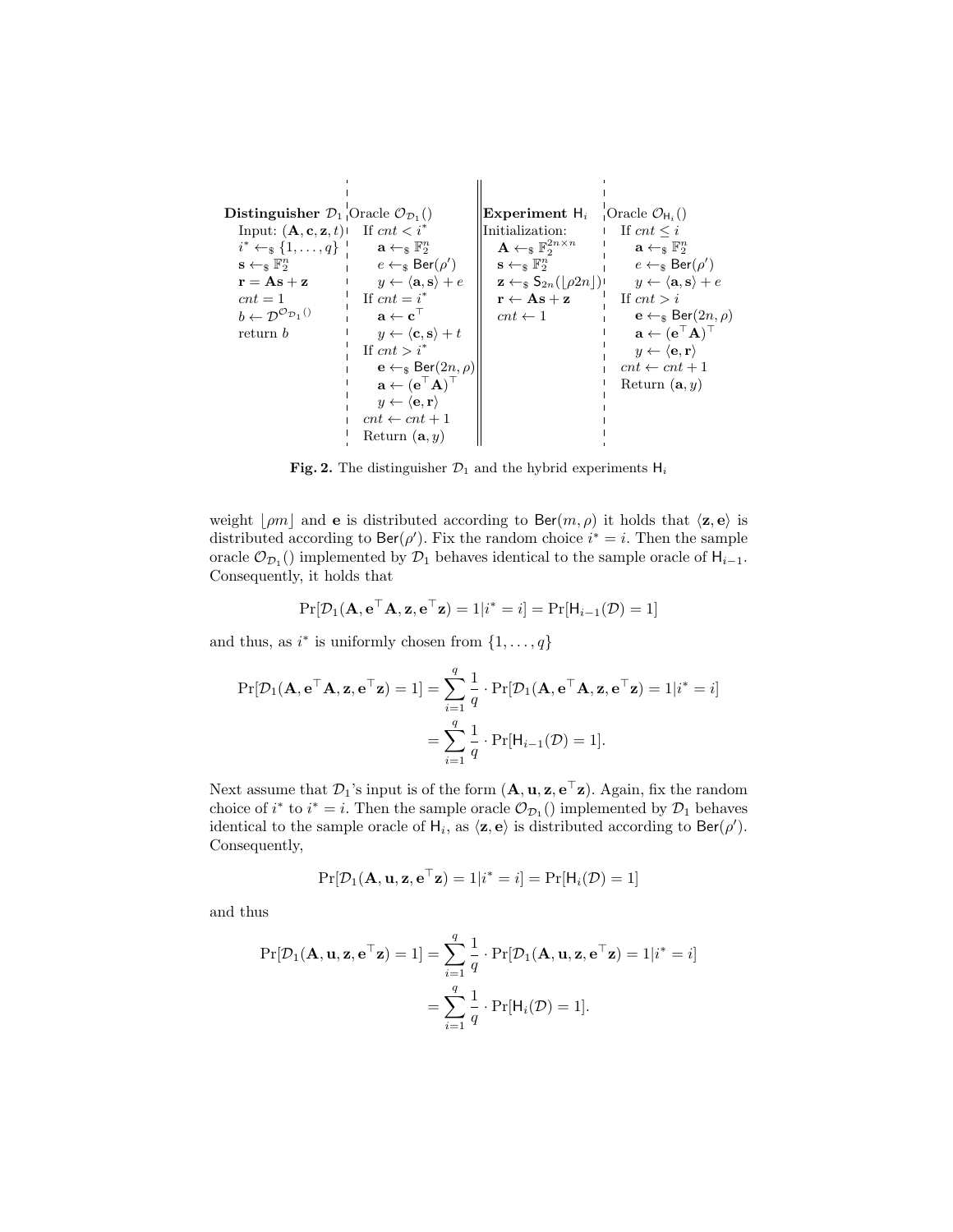| **Distinguisher** $\mathcal{D}_1$ | Oracle $\mathcal{O}_{\mathcal{D}_1}()$ | **Experiment** $\mathsf{H}_i$ | Oracle $\mathcal{O}_{\mathsf{H}_i}()$ |
|---|---|---|---|
| Input: $(\mathbf{A}, \mathbf{c}, \mathbf{z}, t)$ | If $cnt < i^*$ | Initialization: | If $cnt \leq i$ |
| $i^* \leftarrow_\$ \{1, \ldots, q\}$ | $\quad \mathbf{a} \leftarrow_\$ \mathbb{F}_2^n$ | $\quad \mathbf{A} \leftarrow_\$ \mathbb{F}_2^{2n \times n}$ | $\quad \mathbf{a} \leftarrow_\$ \mathbb{F}_2^n$ |
| $\mathbf{s} \leftarrow_\$ \mathbb{F}_2^n$ | $\quad e \leftarrow_\$ \mathsf{Ber}(\rho')$ | $\quad \mathbf{s} \leftarrow_\$ \mathbb{F}_2^n$ | $\quad e \leftarrow_\$ \mathsf{Ber}(\rho')$ |
| $\mathbf{r} = \mathbf{A}\mathbf{s} + \mathbf{z}$ | $\quad y \leftarrow \langle \mathbf{a}, \mathbf{s} \rangle + e$ | $\quad \mathbf{z} \leftarrow_\$ \mathsf{S}_{2n}(\lfloor \rho 2n \rfloor)$ | $\quad y \leftarrow \langle \mathbf{a}, \mathbf{s} \rangle + e$ |
| $cnt = 1$ | If $cnt = i^*$ | $\quad \mathbf{r} \leftarrow \mathbf{A}\mathbf{s} + \mathbf{z}$ | If $cnt > i$ |
| $b \leftarrow \mathcal{D}^{\mathcal{O}_{\mathcal{D}_1}()}$ | $\quad \mathbf{a} \leftarrow \mathbf{c}^\top$ | $\quad cnt \leftarrow 1$ | $\quad \mathbf{e} \leftarrow_\$ \mathsf{Ber}(2n, \rho)$ |
| return $b$ | $\quad y \leftarrow \langle \mathbf{c}, \mathbf{s} \rangle + t$ | | $\quad \mathbf{a} \leftarrow (\mathbf{e}^\top \mathbf{A})^\top$ |
| | If $cnt > i^*$ | | $\quad y \leftarrow \langle \mathbf{e}, \mathbf{r} \rangle$ |
| | $\quad \mathbf{e} \leftarrow_\$ \mathsf{Ber}(2n, \rho)$ | | $cnt \leftarrow cnt + 1$ |
| | $\quad \mathbf{a} \leftarrow (\mathbf{e}^\top \mathbf{A})^\top$ | | Return $(\mathbf{a}, y)$ |
| | $\quad y \leftarrow \langle \mathbf{e}, \mathbf{r} \rangle$ | | |
| | $cnt \leftarrow cnt + 1$ | | |
| | Return $(\mathbf{a}, y)$ | | |

**Fig. 2.** The distinguisher $\mathcal{D}_1$ and the hybrid experiments $\mathsf{H}_i$

weight $\lfloor \rho m \rfloor$ and $\mathbf{e}$ is distributed according to $\mathsf{Ber}(m, \rho)$ it holds that $\langle \mathbf{z}, \mathbf{e} \rangle$ is distributed according to $\mathsf{Ber}(\rho')$. Fix the random choice $i^* = i$. Then the sample oracle $\mathcal{O}_{\mathcal{D}_1}()$ implemented by $\mathcal{D}_1$ behaves identical to the sample oracle of $\mathsf{H}_{i-1}$. Consequently, it holds that

$$\Pr[\mathcal{D}_1(\mathbf{A}, \mathbf{e}^\top \mathbf{A}, \mathbf{z}, \mathbf{e}^\top \mathbf{z}) = 1 | i^* = i] = \Pr[\mathsf{H}_{i-1}(\mathcal{D}) = 1]$$

and thus, as $i^*$ is uniformly chosen from $\{1, \ldots, q\}$

$$\begin{aligned}\Pr[\mathcal{D}_1(\mathbf{A}, \mathbf{e}^\top \mathbf{A}, \mathbf{z}, \mathbf{e}^\top \mathbf{z}) = 1] &= \sum_{i=1}^{q} \frac{1}{q} \cdot \Pr[\mathcal{D}_1(\mathbf{A}, \mathbf{e}^\top \mathbf{A}, \mathbf{z}, \mathbf{e}^\top \mathbf{z}) = 1 | i^* = i] \\ &= \sum_{i=1}^{q} \frac{1}{q} \cdot \Pr[\mathsf{H}_{i-1}(\mathcal{D}) = 1].\end{aligned}$$

Next assume that $\mathcal{D}_1$'s input is of the form $(\mathbf{A}, \mathbf{u}, \mathbf{z}, \mathbf{e}^\top \mathbf{z})$. Again, fix the random choice of $i^*$ to $i^* = i$. Then the sample oracle $\mathcal{O}_{\mathcal{D}_1}()$ implemented by $\mathcal{D}_1$ behaves identical to the sample oracle of $\mathsf{H}_i$, as $\langle \mathbf{z}, \mathbf{e} \rangle$ is distributed according to $\mathsf{Ber}(\rho')$. Consequently,

$$\Pr[\mathcal{D}_1(\mathbf{A}, \mathbf{u}, \mathbf{z}, \mathbf{e}^\top \mathbf{z}) = 1 | i^* = i] = \Pr[\mathsf{H}_i(\mathcal{D}) = 1]$$

and thus

$$\begin{aligned}\Pr[\mathcal{D}_1(\mathbf{A}, \mathbf{u}, \mathbf{z}, \mathbf{e}^\top \mathbf{z}) = 1] &= \sum_{i=1}^{q} \frac{1}{q} \cdot \Pr[\mathcal{D}_1(\mathbf{A}, \mathbf{u}, \mathbf{z}, \mathbf{e}^\top \mathbf{z}) = 1 | i^* = i] \\ &= \sum_{i=1}^{q} \frac{1}{q} \cdot \Pr[\mathsf{H}_i(\mathcal{D}) = 1].\end{aligned}$$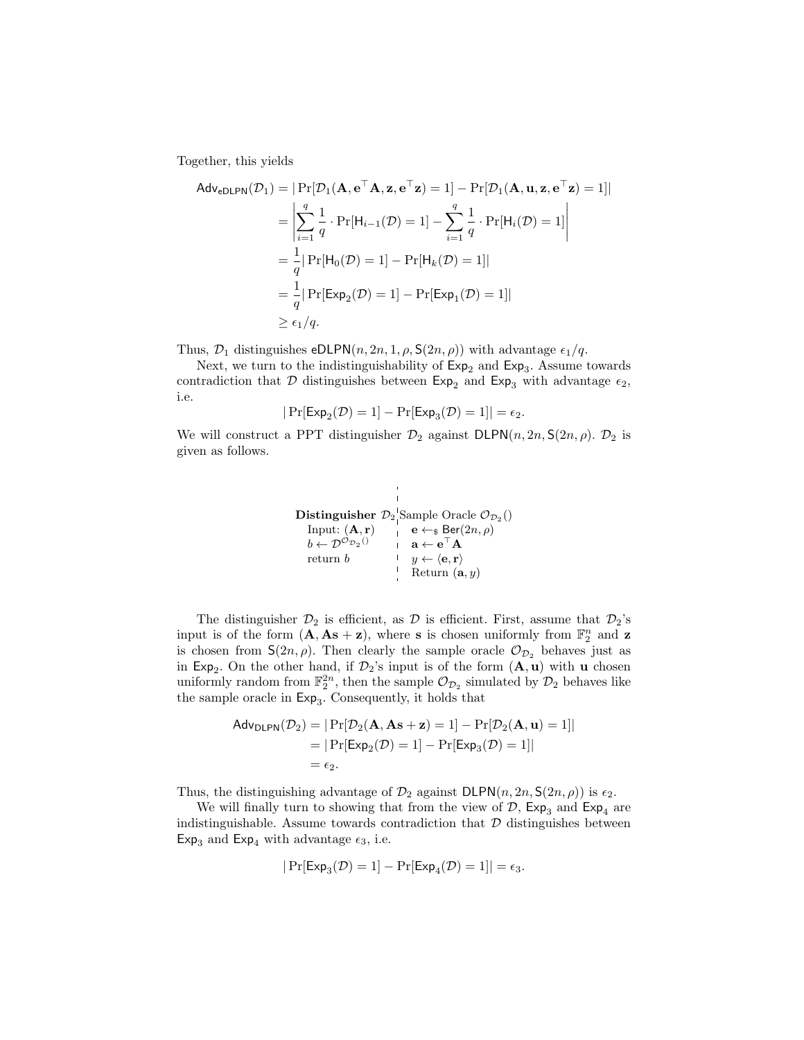Together, this yields

$$
\begin{aligned}
\mathsf{Adv}_{\mathsf{eDLPN}}(\mathcal{D}_1) &= |\Pr[\mathcal{D}_1(\mathbf{A}, \mathbf{e}^\top \mathbf{A}, \mathbf{z}, \mathbf{e}^\top \mathbf{z}) = 1] - \Pr[\mathcal{D}_1(\mathbf{A}, \mathbf{u}, \mathbf{z}, \mathbf{e}^\top \mathbf{z}) = 1]| \\
&= \left| \sum_{i=1}^{q} \frac{1}{q} \cdot \Pr[\mathsf{H}_{i-1}(\mathcal{D}) = 1] - \sum_{i=1}^{q} \frac{1}{q} \cdot \Pr[\mathsf{H}_i(\mathcal{D}) = 1] \right| \\
&= \frac{1}{q} |\Pr[\mathsf{H}_0(\mathcal{D}) = 1] - \Pr[\mathsf{H}_k(\mathcal{D}) = 1]| \\
&= \frac{1}{q} |\Pr[\mathsf{Exp}_2(\mathcal{D}) = 1] - \Pr[\mathsf{Exp}_1(\mathcal{D}) = 1]| \\
&\geq \epsilon_1 / q.
\end{aligned}
$$

Thus, $\mathcal{D}_1$ distinguishes $\mathsf{eDLPN}(n, 2n, 1, \rho, \mathsf{S}(2n, \rho))$ with advantage $\epsilon_1/q$.

Next, we turn to the indistinguishability of $\mathsf{Exp}_2$ and $\mathsf{Exp}_3$. Assume towards contradiction that $\mathcal{D}$ distinguishes between $\mathsf{Exp}_2$ and $\mathsf{Exp}_3$ with advantage $\epsilon_2$, i.e.

$$
|\Pr[\mathsf{Exp}_2(\mathcal{D}) = 1] - \Pr[\mathsf{Exp}_3(\mathcal{D}) = 1]| = \epsilon_2.
$$

We will construct a PPT distinguisher $\mathcal{D}_2$ against $\mathsf{DLPN}(n, 2n, \mathsf{S}(2n, \rho)$. $\mathcal{D}_2$ is given as follows.

```
Distinguisher D_2               | Sample Oracle O_{D_2}()
  Input: (A, r)                 |   e <-$ Ber(2n, ρ)
  b <- D^{O_{D_2}()}            |   a <- e^T A
  return b                      |   y <- <e, r>
                                |   Return (a, y)
```

The distinguisher $\mathcal{D}_2$ is efficient, as $\mathcal{D}$ is efficient. First, assume that $\mathcal{D}_2$'s input is of the form $(\mathbf{A}, \mathbf{A}\mathbf{s} + \mathbf{z})$, where $\mathbf{s}$ is chosen uniformly from $\mathbb{F}_2^n$ and $\mathbf{z}$ is chosen from $\mathsf{S}(2n, \rho)$. Then clearly the sample oracle $\mathcal{O}_{\mathcal{D}_2}$ behaves just as in $\mathsf{Exp}_2$. On the other hand, if $\mathcal{D}_2$'s input is of the form $(\mathbf{A}, \mathbf{u})$ with $\mathbf{u}$ chosen uniformly random from $\mathbb{F}_2^{2n}$, then the sample $\mathcal{O}_{\mathcal{D}_2}$ simulated by $\mathcal{D}_2$ behaves like the sample oracle in $\mathsf{Exp}_3$. Consequently, it holds that

$$
\begin{aligned}
\mathsf{Adv}_{\mathsf{DLPN}}(\mathcal{D}_2) &= |\Pr[\mathcal{D}_2(\mathbf{A}, \mathbf{A}\mathbf{s} + \mathbf{z}) = 1] - \Pr[\mathcal{D}_2(\mathbf{A}, \mathbf{u}) = 1]| \\
&= |\Pr[\mathsf{Exp}_2(\mathcal{D}) = 1] - \Pr[\mathsf{Exp}_3(\mathcal{D}) = 1]| \\
&= \epsilon_2.
\end{aligned}
$$

Thus, the distinguishing advantage of $\mathcal{D}_2$ against $\mathsf{DLPN}(n, 2n, \mathsf{S}(2n, \rho))$ is $\epsilon_2$.

We will finally turn to showing that from the view of $\mathcal{D}$, $\mathsf{Exp}_3$ and $\mathsf{Exp}_4$ are indistinguishable. Assume towards contradiction that $\mathcal{D}$ distinguishes between $\mathsf{Exp}_3$ and $\mathsf{Exp}_4$ with advantage $\epsilon_3$, i.e.

$$
|\Pr[\mathsf{Exp}_3(\mathcal{D}) = 1] - \Pr[\mathsf{Exp}_4(\mathcal{D}) = 1]| = \epsilon_3.
$$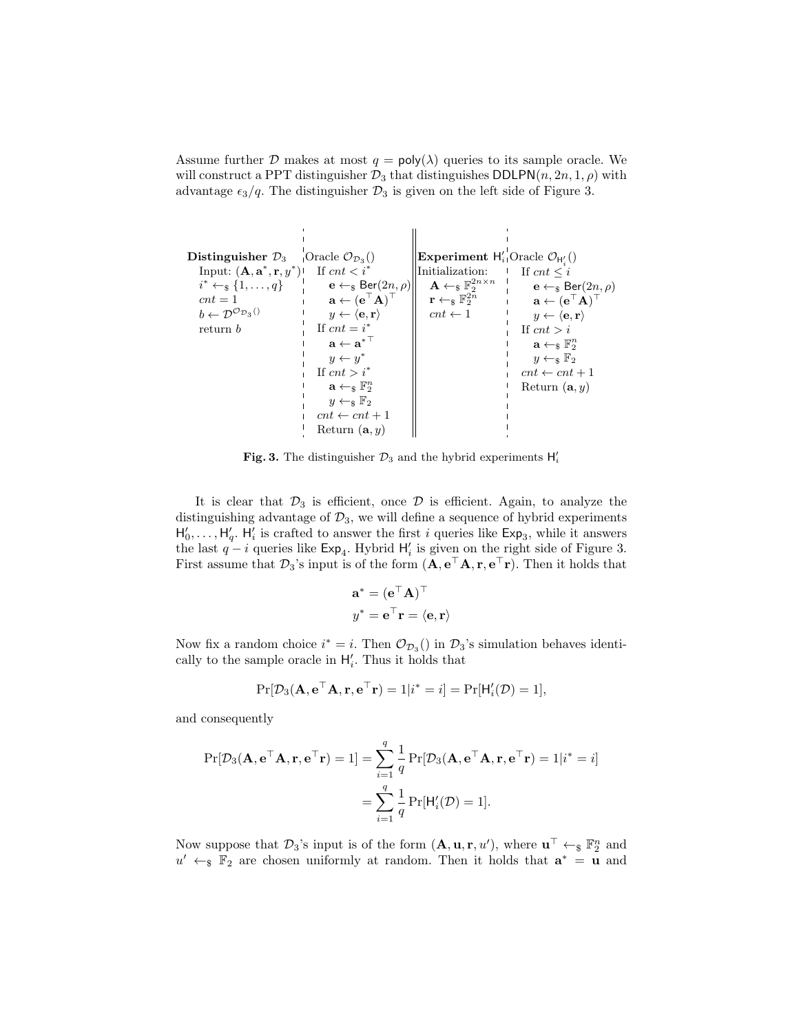Assume further $\mathcal{D}$ makes at most $q = \mathsf{poly}(\lambda)$ queries to its sample oracle. We will construct a PPT distinguisher $\mathcal{D}_3$ that distinguishes $\mathsf{DDLPN}(n, 2n, 1, \rho)$ with advantage $\epsilon_3/q$. The distinguisher $\mathcal{D}_3$ is given on the left side of Figure 3.

```
Distinguisher D_3             | Oracle O_{D_3}()            || Experiment H'_i       | Oracle O_{H'_i}()
  Input: (A, a*, r, y*)       |   If cnt < i*                ||   Initialization:     |   If cnt ≤ i
  i* <-$ {1,...,q}            |     e <-$ Ber(2n, ρ)         ||     A <-$ F_2^{2n×n}   |     e <-$ Ber(2n, ρ)
  cnt = 1                     |     a <- (e^T A)^T           ||     r <-$ F_2^{2n}     |     a <- (e^T A)^T
  b <- D^{O_{D_3}()}          |     y <- <e, r>              ||     cnt <- 1          |     y <- <e, r>
  return b                    |   If cnt = i*                ||                       |   If cnt > i
                              |     a <- a*^T                ||                       |     a <-$ F_2^n
                              |     y <- y*                  ||                       |     y <-$ F_2
                              |   If cnt > i*                ||                       |   cnt <- cnt + 1
                              |     a <-$ F_2^n              ||                       |   Return (a, y)
                              |     y <-$ F_2                ||                       |
                              |   cnt <- cnt + 1             ||                       |
                              |   Return (a, y)              ||                       |
```

**Fig. 3.** The distinguisher $\mathcal{D}_3$ and the hybrid experiments $\mathsf{H}'_i$

It is clear that $\mathcal{D}_3$ is efficient, once $\mathcal{D}$ is efficient. Again, to analyze the distinguishing advantage of $\mathcal{D}_3$, we will define a sequence of hybrid experiments $\mathsf{H}'_0, \ldots, \mathsf{H}'_q$. $\mathsf{H}'_i$ is crafted to answer the first $i$ queries like $\mathsf{Exp}_3$, while it answers the last $q - i$ queries like $\mathsf{Exp}_4$. Hybrid $\mathsf{H}'_i$ is given on the right side of Figure 3. First assume that $\mathcal{D}_3$'s input is of the form $(\mathbf{A}, \mathbf{e}^\top \mathbf{A}, \mathbf{r}, \mathbf{e}^\top \mathbf{r})$. Then it holds that

$$\mathbf{a}^* = (\mathbf{e}^\top \mathbf{A})^\top$$
$$y^* = \mathbf{e}^\top \mathbf{r} = \langle \mathbf{e}, \mathbf{r} \rangle$$

Now fix a random choice $i^* = i$. Then $\mathcal{O}_{\mathcal{D}_3}()$ in $\mathcal{D}_3$'s simulation behaves identically to the sample oracle in $\mathsf{H}'_i$. Thus it holds that

$$\Pr[\mathcal{D}_3(\mathbf{A}, \mathbf{e}^\top \mathbf{A}, \mathbf{r}, \mathbf{e}^\top \mathbf{r}) = 1 | i^* = i] = \Pr[\mathsf{H}'_i(\mathcal{D}) = 1],$$

and consequently

$$\begin{aligned}
\Pr[\mathcal{D}_3(\mathbf{A}, \mathbf{e}^\top \mathbf{A}, \mathbf{r}, \mathbf{e}^\top \mathbf{r}) = 1] &= \sum_{i=1}^{q} \frac{1}{q} \Pr[\mathcal{D}_3(\mathbf{A}, \mathbf{e}^\top \mathbf{A}, \mathbf{r}, \mathbf{e}^\top \mathbf{r}) = 1 | i^* = i] \\
&= \sum_{i=1}^{q} \frac{1}{q} \Pr[\mathsf{H}'_i(\mathcal{D}) = 1].
\end{aligned}$$

Now suppose that $\mathcal{D}_3$'s input is of the form $(\mathbf{A}, \mathbf{u}, \mathbf{r}, u')$, where $\mathbf{u}^\top \leftarrow_\$ \mathbb{F}_2^n$ and $u' \leftarrow_\$ \mathbb{F}_2$ are chosen uniformly at random. Then it holds that $\mathbf{a}^* = \mathbf{u}$ and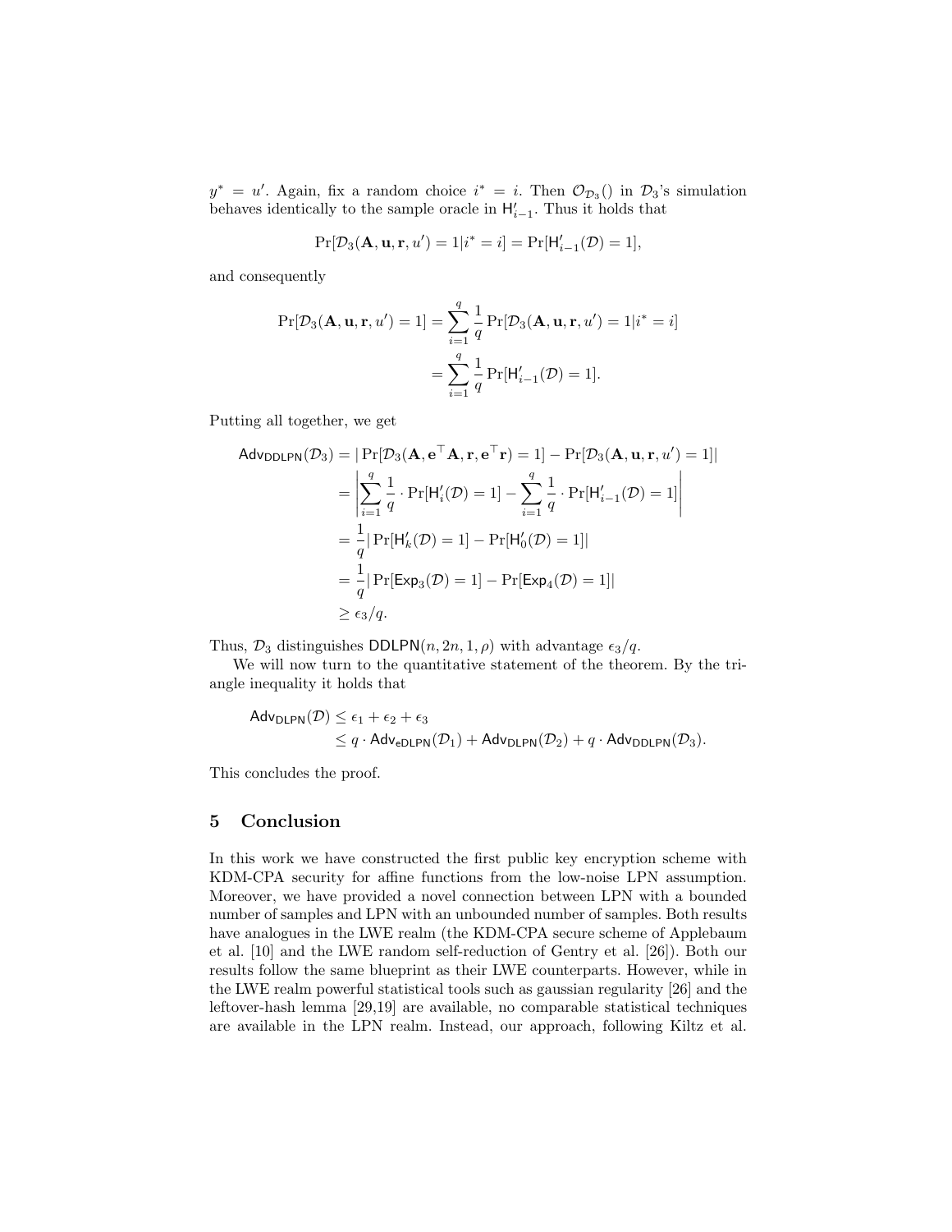$y^* = u'$. Again, fix a random choice $i^* = i$. Then $\mathcal{O}_{\mathcal{D}_3}()$ in $\mathcal{D}_3$'s simulation behaves identically to the sample oracle in $\mathsf{H}'_{i-1}$. Thus it holds that

$$\Pr[\mathcal{D}_3(\mathbf{A}, \mathbf{u}, \mathbf{r}, u') = 1 | i^* = i] = \Pr[\mathsf{H}'_{i-1}(\mathcal{D}) = 1],$$

and consequently

$$\begin{aligned}
\Pr[\mathcal{D}_3(\mathbf{A}, \mathbf{u}, \mathbf{r}, u') = 1] &= \sum_{i=1}^{q} \frac{1}{q} \Pr[\mathcal{D}_3(\mathbf{A}, \mathbf{u}, \mathbf{r}, u') = 1 | i^* = i] \\
&= \sum_{i=1}^{q} \frac{1}{q} \Pr[\mathsf{H}'_{i-1}(\mathcal{D}) = 1].
\end{aligned}$$

Putting all together, we get

$$\begin{aligned}
\mathsf{Adv}_{\mathsf{DDLPN}}(\mathcal{D}_3) &= |\Pr[\mathcal{D}_3(\mathbf{A}, \mathbf{e}^\top \mathbf{A}, \mathbf{r}, \mathbf{e}^\top \mathbf{r}) = 1] - \Pr[\mathcal{D}_3(\mathbf{A}, \mathbf{u}, \mathbf{r}, u') = 1]| \\
&= \left| \sum_{i=1}^{q} \frac{1}{q} \cdot \Pr[\mathsf{H}'_i(\mathcal{D}) = 1] - \sum_{i=1}^{q} \frac{1}{q} \cdot \Pr[\mathsf{H}'_{i-1}(\mathcal{D}) = 1] \right| \\
&= \frac{1}{q} |\Pr[\mathsf{H}'_k(\mathcal{D}) = 1] - \Pr[\mathsf{H}'_0(\mathcal{D}) = 1]| \\
&= \frac{1}{q} |\Pr[\mathsf{Exp}_3(\mathcal{D}) = 1] - \Pr[\mathsf{Exp}_4(\mathcal{D}) = 1]| \\
&\geq \epsilon_3 / q.
\end{aligned}$$

Thus, $\mathcal{D}_3$ distinguishes $\mathsf{DDLPN}(n, 2n, 1, \rho)$ with advantage $\epsilon_3/q$.

We will now turn to the quantitative statement of the theorem. By the triangle inequality it holds that

$$\begin{aligned}
\mathsf{Adv}_{\mathsf{DLPN}}(\mathcal{D}) &\leq \epsilon_1 + \epsilon_2 + \epsilon_3 \\
&\leq q \cdot \mathsf{Adv}_{\mathsf{eDLPN}}(\mathcal{D}_1) + \mathsf{Adv}_{\mathsf{DLPN}}(\mathcal{D}_2) + q \cdot \mathsf{Adv}_{\mathsf{DDLPN}}(\mathcal{D}_3).
\end{aligned}$$

This concludes the proof.

## 5 Conclusion

In this work we have constructed the first public key encryption scheme with KDM-CPA security for affine functions from the low-noise LPN assumption. Moreover, we have provided a novel connection between LPN with a bounded number of samples and LPN with an unbounded number of samples. Both results have analogues in the LWE realm (the KDM-CPA secure scheme of Applebaum et al. [10] and the LWE random self-reduction of Gentry et al. [26]). Both our results follow the same blueprint as their LWE counterparts. However, while in the LWE realm powerful statistical tools such as gaussian regularity [26] and the leftover-hash lemma [29,19] are available, no comparable statistical techniques are available in the LPN realm. Instead, our approach, following Kiltz et al.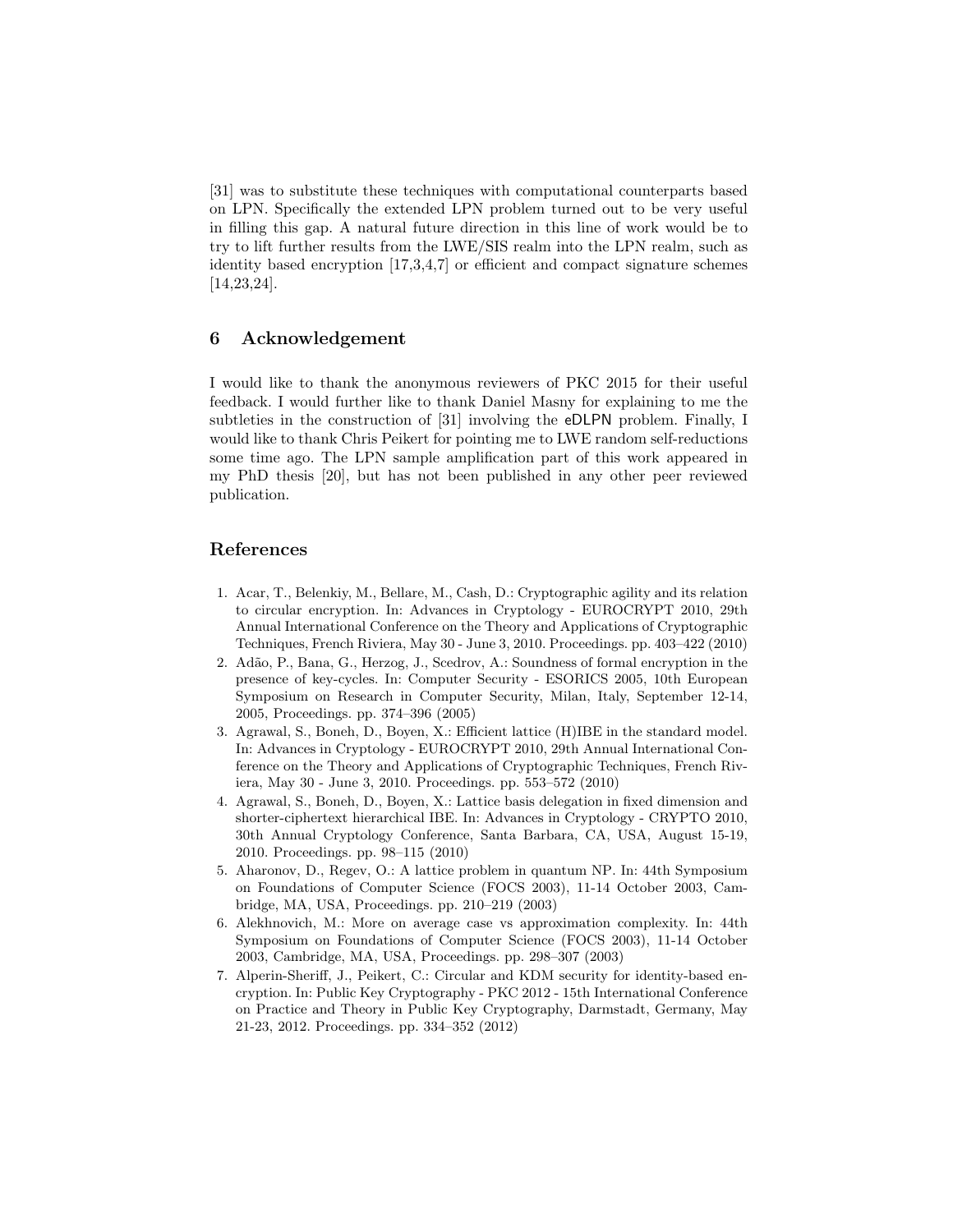[31] was to substitute these techniques with computational counterparts based on LPN. Specifically the extended LPN problem turned out to be very useful in filling this gap. A natural future direction in this line of work would be to try to lift further results from the LWE/SIS realm into the LPN realm, such as identity based encryption [17,3,4,7] or efficient and compact signature schemes [14,23,24].

## 6 Acknowledgement

I would like to thank the anonymous reviewers of PKC 2015 for their useful feedback. I would further like to thank Daniel Masny for explaining to me the subtleties in the construction of [31] involving the eDLPN problem. Finally, I would like to thank Chris Peikert for pointing me to LWE random self-reductions some time ago. The LPN sample amplification part of this work appeared in my PhD thesis [20], but has not been published in any other peer reviewed publication.

## References

1. Acar, T., Belenkiy, M., Bellare, M., Cash, D.: Cryptographic agility and its relation to circular encryption. In: Advances in Cryptology - EUROCRYPT 2010, 29th Annual International Conference on the Theory and Applications of Cryptographic Techniques, French Riviera, May 30 - June 3, 2010. Proceedings. pp. 403–422 (2010)
2. Adão, P., Bana, G., Herzog, J., Scedrov, A.: Soundness of formal encryption in the presence of key-cycles. In: Computer Security - ESORICS 2005, 10th European Symposium on Research in Computer Security, Milan, Italy, September 12-14, 2005, Proceedings. pp. 374–396 (2005)
3. Agrawal, S., Boneh, D., Boyen, X.: Efficient lattice (H)IBE in the standard model. In: Advances in Cryptology - EUROCRYPT 2010, 29th Annual International Conference on the Theory and Applications of Cryptographic Techniques, French Riviera, May 30 - June 3, 2010. Proceedings. pp. 553–572 (2010)
4. Agrawal, S., Boneh, D., Boyen, X.: Lattice basis delegation in fixed dimension and shorter-ciphertext hierarchical IBE. In: Advances in Cryptology - CRYPTO 2010, 30th Annual Cryptology Conference, Santa Barbara, CA, USA, August 15-19, 2010. Proceedings. pp. 98–115 (2010)
5. Aharonov, D., Regev, O.: A lattice problem in quantum NP. In: 44th Symposium on Foundations of Computer Science (FOCS 2003), 11-14 October 2003, Cambridge, MA, USA, Proceedings. pp. 210–219 (2003)
6. Alekhnovich, M.: More on average case vs approximation complexity. In: 44th Symposium on Foundations of Computer Science (FOCS 2003), 11-14 October 2003, Cambridge, MA, USA, Proceedings. pp. 298–307 (2003)
7. Alperin-Sheriff, J., Peikert, C.: Circular and KDM security for identity-based encryption. In: Public Key Cryptography - PKC 2012 - 15th International Conference on Practice and Theory in Public Key Cryptography, Darmstadt, Germany, May 21-23, 2012. Proceedings. pp. 334–352 (2012)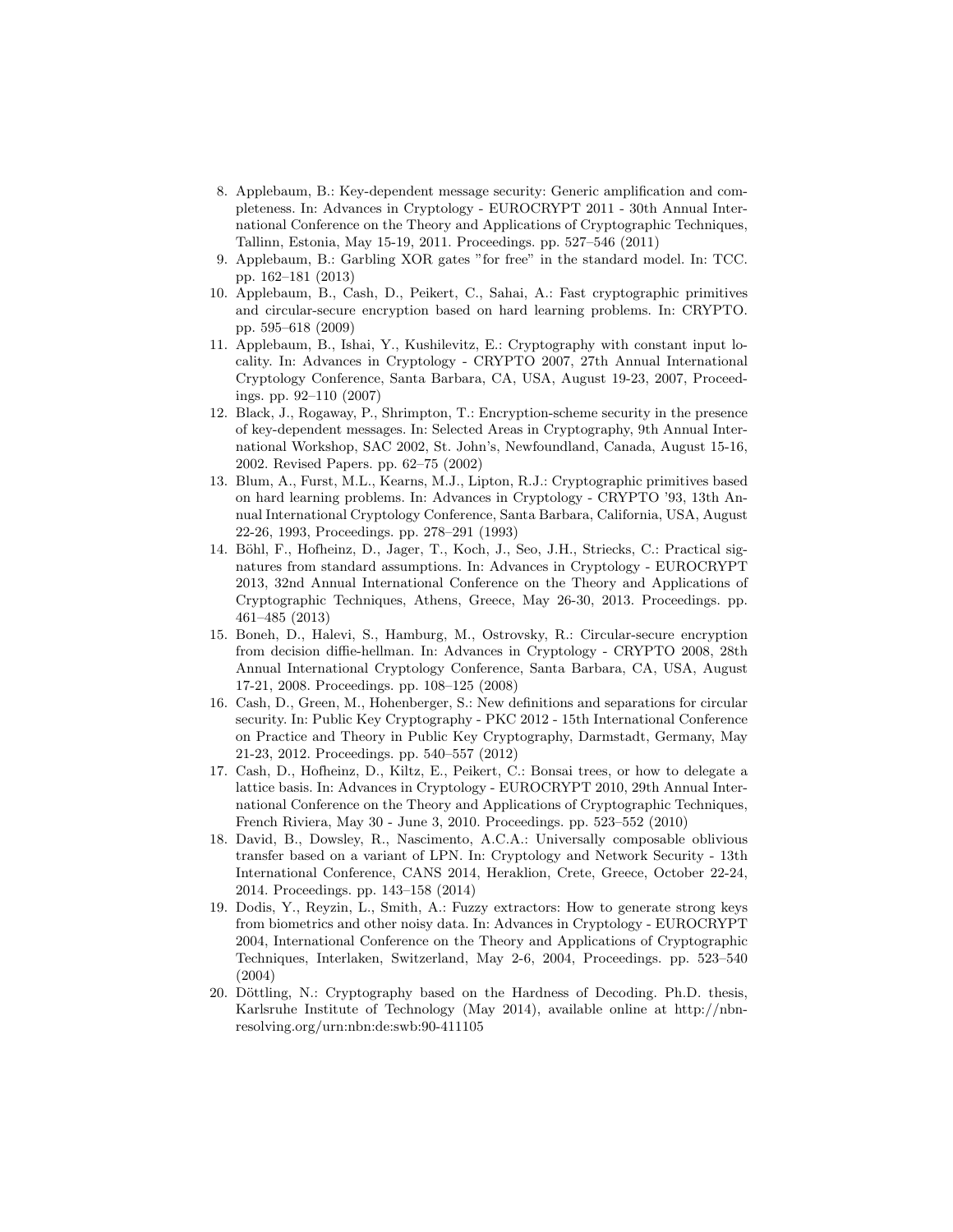8. Applebaum, B.: Key-dependent message security: Generic amplification and completeness. In: Advances in Cryptology - EUROCRYPT 2011 - 30th Annual International Conference on the Theory and Applications of Cryptographic Techniques, Tallinn, Estonia, May 15-19, 2011. Proceedings. pp. 527–546 (2011)
9. Applebaum, B.: Garbling XOR gates "for free" in the standard model. In: TCC. pp. 162–181 (2013)
10. Applebaum, B., Cash, D., Peikert, C., Sahai, A.: Fast cryptographic primitives and circular-secure encryption based on hard learning problems. In: CRYPTO. pp. 595–618 (2009)
11. Applebaum, B., Ishai, Y., Kushilevitz, E.: Cryptography with constant input locality. In: Advances in Cryptology - CRYPTO 2007, 27th Annual International Cryptology Conference, Santa Barbara, CA, USA, August 19-23, 2007, Proceedings. pp. 92–110 (2007)
12. Black, J., Rogaway, P., Shrimpton, T.: Encryption-scheme security in the presence of key-dependent messages. In: Selected Areas in Cryptography, 9th Annual International Workshop, SAC 2002, St. John's, Newfoundland, Canada, August 15-16, 2002. Revised Papers. pp. 62–75 (2002)
13. Blum, A., Furst, M.L., Kearns, M.J., Lipton, R.J.: Cryptographic primitives based on hard learning problems. In: Advances in Cryptology - CRYPTO '93, 13th Annual International Cryptology Conference, Santa Barbara, California, USA, August 22-26, 1993, Proceedings. pp. 278–291 (1993)
14. Böhl, F., Hofheinz, D., Jager, T., Koch, J., Seo, J.H., Striecks, C.: Practical signatures from standard assumptions. In: Advances in Cryptology - EUROCRYPT 2013, 32nd Annual International Conference on the Theory and Applications of Cryptographic Techniques, Athens, Greece, May 26-30, 2013. Proceedings. pp. 461–485 (2013)
15. Boneh, D., Halevi, S., Hamburg, M., Ostrovsky, R.: Circular-secure encryption from decision diffie-hellman. In: Advances in Cryptology - CRYPTO 2008, 28th Annual International Cryptology Conference, Santa Barbara, CA, USA, August 17-21, 2008. Proceedings. pp. 108–125 (2008)
16. Cash, D., Green, M., Hohenberger, S.: New definitions and separations for circular security. In: Public Key Cryptography - PKC 2012 - 15th International Conference on Practice and Theory in Public Key Cryptography, Darmstadt, Germany, May 21-23, 2012. Proceedings. pp. 540–557 (2012)
17. Cash, D., Hofheinz, D., Kiltz, E., Peikert, C.: Bonsai trees, or how to delegate a lattice basis. In: Advances in Cryptology - EUROCRYPT 2010, 29th Annual International Conference on the Theory and Applications of Cryptographic Techniques, French Riviera, May 30 - June 3, 2010. Proceedings. pp. 523–552 (2010)
18. David, B., Dowsley, R., Nascimento, A.C.A.: Universally composable oblivious transfer based on a variant of LPN. In: Cryptology and Network Security - 13th International Conference, CANS 2014, Heraklion, Crete, Greece, October 22-24, 2014. Proceedings. pp. 143–158 (2014)
19. Dodis, Y., Reyzin, L., Smith, A.: Fuzzy extractors: How to generate strong keys from biometrics and other noisy data. In: Advances in Cryptology - EUROCRYPT 2004, International Conference on the Theory and Applications of Cryptographic Techniques, Interlaken, Switzerland, May 2-6, 2004, Proceedings. pp. 523–540 (2004)
20. Döttling, N.: Cryptography based on the Hardness of Decoding. Ph.D. thesis, Karlsruhe Institute of Technology (May 2014), available online at http://nbn-resolving.org/urn:nbn:de:swb:90-411105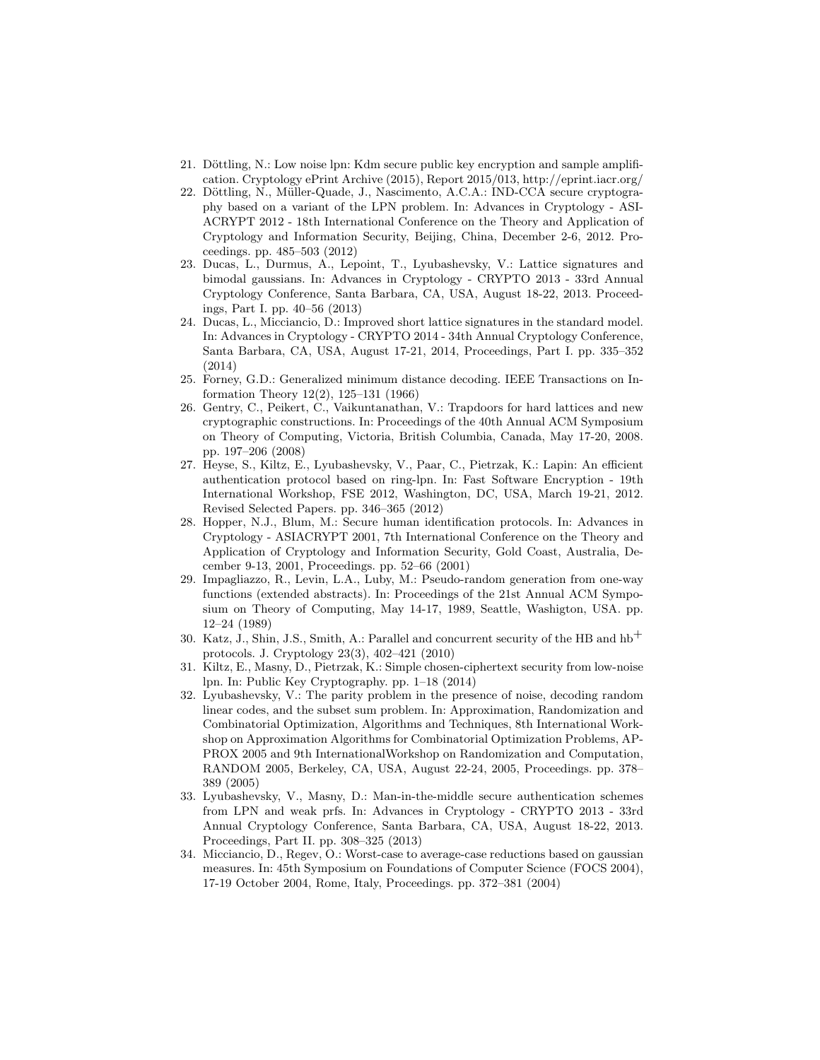21. Döttling, N.: Low noise lpn: Kdm secure public key encryption and sample amplification. Cryptology ePrint Archive (2015), Report 2015/013, http://eprint.iacr.org/
22. Döttling, N., Müller-Quade, J., Nascimento, A.C.A.: IND-CCA secure cryptography based on a variant of the LPN problem. In: Advances in Cryptology - ASIACRYPT 2012 - 18th International Conference on the Theory and Application of Cryptology and Information Security, Beijing, China, December 2-6, 2012. Proceedings. pp. 485–503 (2012)
23. Ducas, L., Durmus, A., Lepoint, T., Lyubashevsky, V.: Lattice signatures and bimodal gaussians. In: Advances in Cryptology - CRYPTO 2013 - 33rd Annual Cryptology Conference, Santa Barbara, CA, USA, August 18-22, 2013. Proceedings, Part I. pp. 40–56 (2013)
24. Ducas, L., Micciancio, D.: Improved short lattice signatures in the standard model. In: Advances in Cryptology - CRYPTO 2014 - 34th Annual Cryptology Conference, Santa Barbara, CA, USA, August 17-21, 2014, Proceedings, Part I. pp. 335–352 (2014)
25. Forney, G.D.: Generalized minimum distance decoding. IEEE Transactions on Information Theory 12(2), 125–131 (1966)
26. Gentry, C., Peikert, C., Vaikuntanathan, V.: Trapdoors for hard lattices and new cryptographic constructions. In: Proceedings of the 40th Annual ACM Symposium on Theory of Computing, Victoria, British Columbia, Canada, May 17-20, 2008. pp. 197–206 (2008)
27. Heyse, S., Kiltz, E., Lyubashevsky, V., Paar, C., Pietrzak, K.: Lapin: An efficient authentication protocol based on ring-lpn. In: Fast Software Encryption - 19th International Workshop, FSE 2012, Washington, DC, USA, March 19-21, 2012. Revised Selected Papers. pp. 346–365 (2012)
28. Hopper, N.J., Blum, M.: Secure human identification protocols. In: Advances in Cryptology - ASIACRYPT 2001, 7th International Conference on the Theory and Application of Cryptology and Information Security, Gold Coast, Australia, December 9-13, 2001, Proceedings. pp. 52–66 (2001)
29. Impagliazzo, R., Levin, L.A., Luby, M.: Pseudo-random generation from one-way functions (extended abstracts). In: Proceedings of the 21st Annual ACM Symposium on Theory of Computing, May 14-17, 1989, Seattle, Washigton, USA. pp. 12–24 (1989)
30. Katz, J., Shin, J.S., Smith, A.: Parallel and concurrent security of the HB and $\text{hb}^+$ protocols. J. Cryptology 23(3), 402–421 (2010)
31. Kiltz, E., Masny, D., Pietrzak, K.: Simple chosen-ciphertext security from low-noise lpn. In: Public Key Cryptography. pp. 1–18 (2014)
32. Lyubashevsky, V.: The parity problem in the presence of noise, decoding random linear codes, and the subset sum problem. In: Approximation, Randomization and Combinatorial Optimization, Algorithms and Techniques, 8th International Workshop on Approximation Algorithms for Combinatorial Optimization Problems, APPROX 2005 and 9th InternationalWorkshop on Randomization and Computation, RANDOM 2005, Berkeley, CA, USA, August 22-24, 2005, Proceedings. pp. 378–389 (2005)
33. Lyubashevsky, V., Masny, D.: Man-in-the-middle secure authentication schemes from LPN and weak prfs. In: Advances in Cryptology - CRYPTO 2013 - 33rd Annual Cryptology Conference, Santa Barbara, CA, USA, August 18-22, 2013. Proceedings, Part II. pp. 308–325 (2013)
34. Micciancio, D., Regev, O.: Worst-case to average-case reductions based on gaussian measures. In: 45th Symposium on Foundations of Computer Science (FOCS 2004), 17-19 October 2004, Rome, Italy, Proceedings. pp. 372–381 (2004)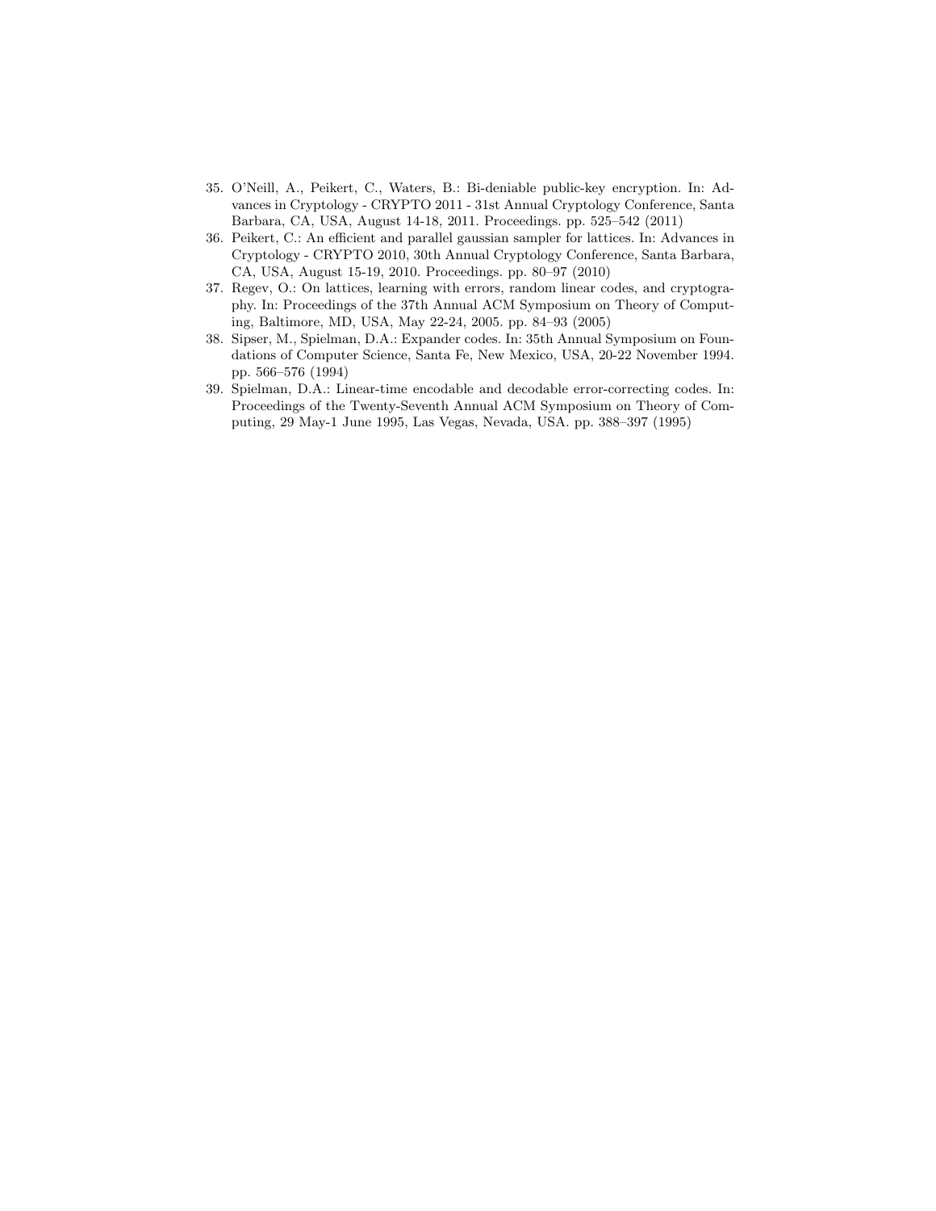35. O'Neill, A., Peikert, C., Waters, B.: Bi-deniable public-key encryption. In: Advances in Cryptology - CRYPTO 2011 - 31st Annual Cryptology Conference, Santa Barbara, CA, USA, August 14-18, 2011. Proceedings. pp. 525–542 (2011)
36. Peikert, C.: An efficient and parallel gaussian sampler for lattices. In: Advances in Cryptology - CRYPTO 2010, 30th Annual Cryptology Conference, Santa Barbara, CA, USA, August 15-19, 2010. Proceedings. pp. 80–97 (2010)
37. Regev, O.: On lattices, learning with errors, random linear codes, and cryptography. In: Proceedings of the 37th Annual ACM Symposium on Theory of Computing, Baltimore, MD, USA, May 22-24, 2005. pp. 84–93 (2005)
38. Sipser, M., Spielman, D.A.: Expander codes. In: 35th Annual Symposium on Foundations of Computer Science, Santa Fe, New Mexico, USA, 20-22 November 1994. pp. 566–576 (1994)
39. Spielman, D.A.: Linear-time encodable and decodable error-correcting codes. In: Proceedings of the Twenty-Seventh Annual ACM Symposium on Theory of Computing, 29 May-1 June 1995, Las Vegas, Nevada, USA. pp. 388–397 (1995)